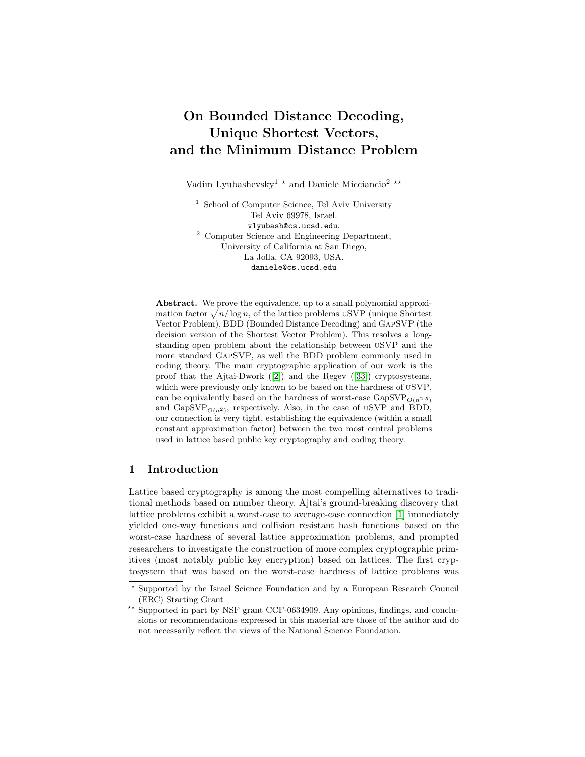# On Bounded Distance Decoding, Unique Shortest Vectors, and the Minimum Distance Problem

Vadim Lyubashevsky[1] ⋆ and Daniele Micciancio[2] ⋆⋆

[1] School of Computer Science, Tel Aviv University
Tel Aviv 69978, Israel.
vlyubash@cs.ucsd.edu.

[2] Computer Science and Engineering Department,
University of California at San Diego,
La Jolla, CA 92093, USA.
daniele@cs.ucsd.edu

**Abstract.** We prove the equivalence, up to a small polynomial approximation factor $\sqrt{n/\log n}$, of the lattice problems uSVP (unique Shortest Vector Problem), BDD (Bounded Distance Decoding) and GapSVP (the decision version of the Shortest Vector Problem). This resolves a long-standing open problem about the relationship between uSVP and the more standard GapSVP, as well the BDD problem commonly used in coding theory. The main cryptographic application of our work is the proof that the Ajtai-Dwork ([2]) and the Regev ([33]) cryptosystems, which were previously only known to be based on the hardness of uSVP, can be equivalently based on the hardness of worst-case GapSVP$_{O(n^{2.5})}$ and GapSVP$_{O(n^2)}$, respectively. Also, in the case of uSVP and BDD, our connection is very tight, establishing the equivalence (within a small constant approximation factor) between the two most central problems used in lattice based public key cryptography and coding theory.

## 1 Introduction

Lattice based cryptography is among the most compelling alternatives to traditional methods based on number theory. Ajtai's ground-breaking discovery that lattice problems exhibit a worst-case to average-case connection [1] immediately yielded one-way functions and collision resistant hash functions based on the worst-case hardness of several lattice approximation problems, and prompted researchers to investigate the construction of more complex cryptographic primitives (most notably public key encryption) based on lattices. The first cryptosystem that was based on the worst-case hardness of lattice problems was

⋆ Supported by the Israel Science Foundation and by a European Research Council (ERC) Starting Grant

⋆⋆ Supported in part by NSF grant CCF-0634909. Any opinions, findings, and conclusions or recommendations expressed in this material are those of the author and do not necessarily reflect the views of the National Science Foundation.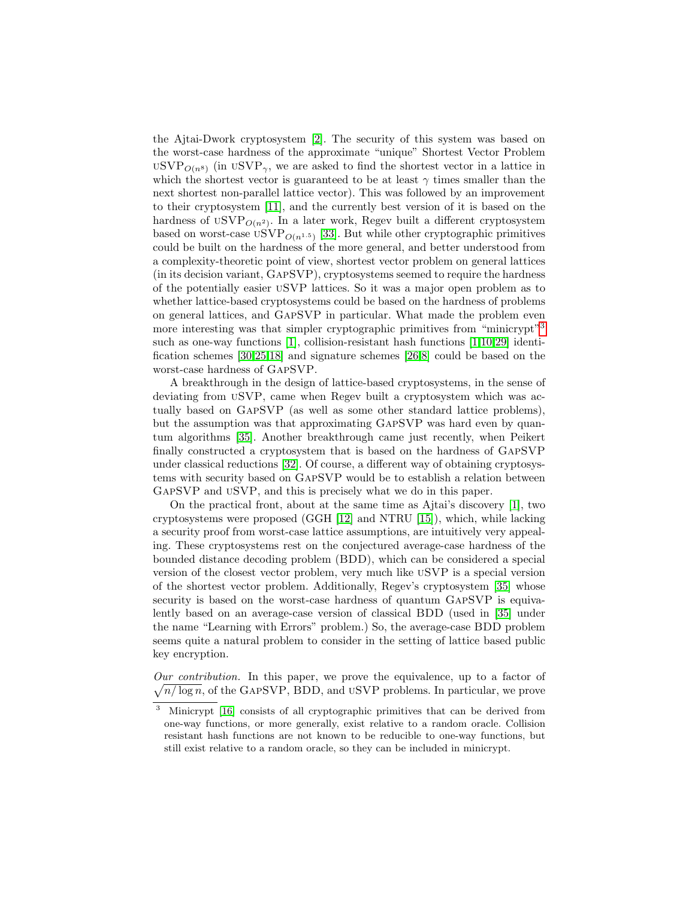the Ajtai-Dwork cryptosystem [2]. The security of this system was based on the worst-case hardness of the approximate "unique" Shortest Vector Problem $\text{uSVP}_{O(n^8)}$ (in $\text{uSVP}_\gamma$, we are asked to find the shortest vector in a lattice in which the shortest vector is guaranteed to be at least $\gamma$ times smaller than the next shortest non-parallel lattice vector). This was followed by an improvement to their cryptosystem [11], and the currently best version of it is based on the hardness of $\text{uSVP}_{O(n^2)}$. In a later work, Regev built a different cryptosystem based on worst-case $\text{uSVP}_{O(n^{1.5})}$ [33]. But while other cryptographic primitives could be built on the hardness of the more general, and better understood from a complexity-theoretic point of view, shortest vector problem on general lattices (in its decision variant, GapSVP), cryptosystems seemed to require the hardness of the potentially easier uSVP lattices. So it was a major open problem as to whether lattice-based cryptosystems could be based on the hardness of problems on general lattices, and GapSVP in particular. What made the problem even more interesting was that simpler cryptographic primitives from "minicrypt"[3] such as one-way functions [1], collision-resistant hash functions [1,10,29] identification schemes [30,25,18] and signature schemes [26,8] could be based on the worst-case hardness of GapSVP.

A breakthrough in the design of lattice-based cryptosystems, in the sense of deviating from uSVP, came when Regev built a cryptosystem which was actually based on GapSVP (as well as some other standard lattice problems), but the assumption was that approximating GapSVP was hard even by quantum algorithms [35]. Another breakthrough came just recently, when Peikert finally constructed a cryptosystem that is based on the hardness of GapSVP under classical reductions [32]. Of course, a different way of obtaining cryptosystems with security based on GapSVP would be to establish a relation between GapSVP and uSVP, and this is precisely what we do in this paper.

On the practical front, about at the same time as Ajtai's discovery [1], two cryptosystems were proposed (GGH [12] and NTRU [15]), which, while lacking a security proof from worst-case lattice assumptions, are intuitively very appealing. These cryptosystems rest on the conjectured average-case hardness of the bounded distance decoding problem (BDD), which can be considered a special version of the closest vector problem, very much like uSVP is a special version of the shortest vector problem. Additionally, Regev's cryptosystem [35] whose security is based on the worst-case hardness of quantum GapSVP is equivalently based on an average-case version of classical BDD (used in [35] under the name "Learning with Errors" problem.) So, the average-case BDD problem seems quite a natural problem to consider in the setting of lattice based public key encryption.

*Our contribution.* In this paper, we prove the equivalence, up to a factor of $\sqrt{n/\log n}$, of the GapSVP, BDD, and uSVP problems. In particular, we prove

[3] Minicrypt [16] consists of all cryptographic primitives that can be derived from one-way functions, or more generally, exist relative to a random oracle. Collision resistant hash functions are not known to be reducible to one-way functions, but still exist relative to a random oracle, so they can be included in minicrypt.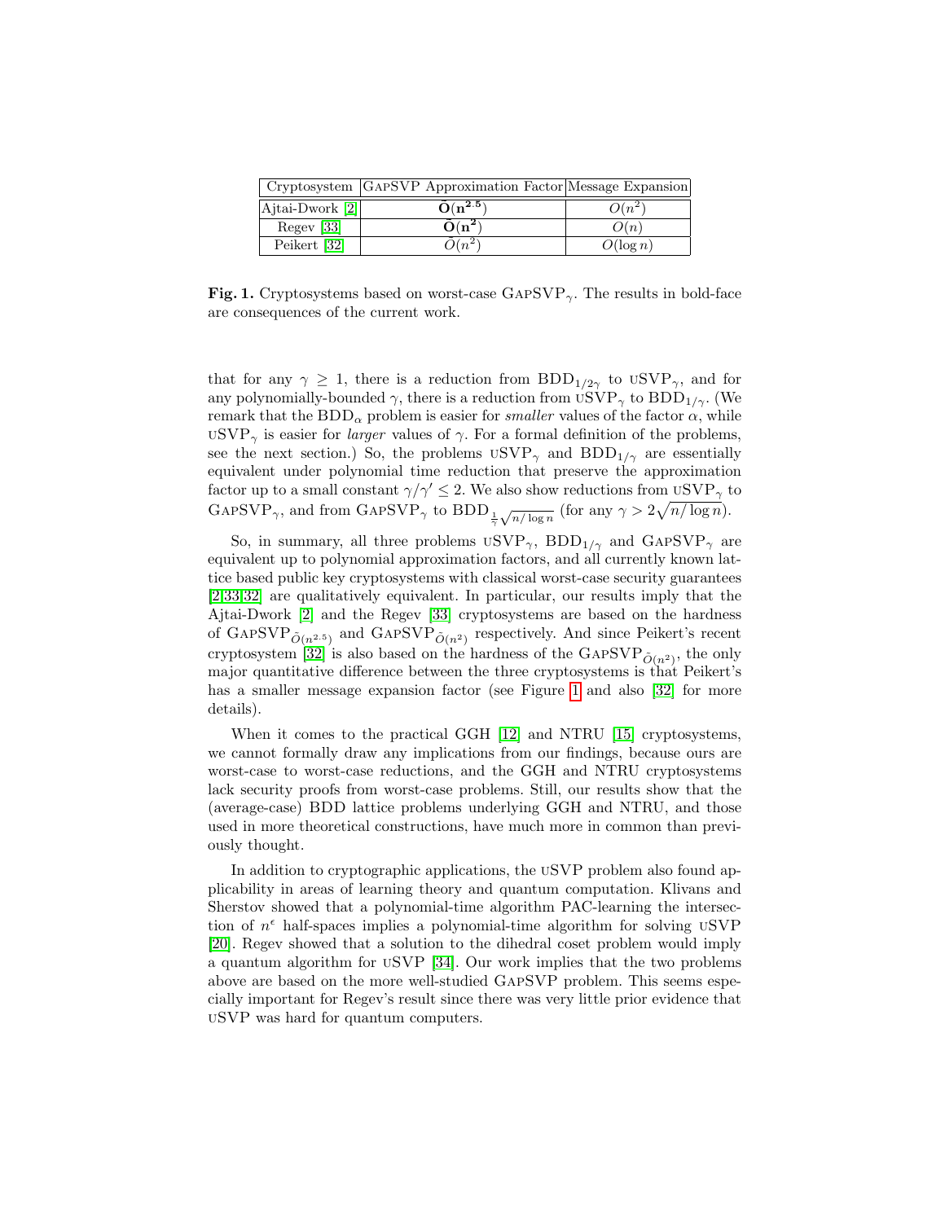| Cryptosystem | GapSVP Approximation Factor | Message Expansion |
|---|---|---|
| Ajtai-Dwork [2] | $\mathbf{\tilde{O}(n^{2.5})}$ | $O(n^2)$ |
| Regev [33] | $\mathbf{\tilde{O}(n^2)}$ | $O(n)$ |
| Peikert [32] | $\tilde{O}(n^2)$ | $O(\log n)$ |

**Fig. 1.** Cryptosystems based on worst-case $\text{GapSVP}_\gamma$. The results in bold-face are consequences of the current work.

that for any $\gamma \geq 1$, there is a reduction from $\text{BDD}_{1/2\gamma}$ to $\text{uSVP}_\gamma$, and for any polynomially-bounded $\gamma$, there is a reduction from $\text{uSVP}_\gamma$ to $\text{BDD}_{1/\gamma}$. (We remark that the $\text{BDD}_\alpha$ problem is easier for *smaller* values of the factor $\alpha$, while $\text{uSVP}_\gamma$ is easier for *larger* values of $\gamma$. For a formal definition of the problems, see the next section.) So, the problems $\text{uSVP}_\gamma$ and $\text{BDD}_{1/\gamma}$ are essentially equivalent under polynomial time reduction that preserve the approximation factor up to a small constant $\gamma/\gamma' \leq 2$. We also show reductions from $\text{uSVP}_\gamma$ to $\text{GapSVP}_\gamma$, and from $\text{GapSVP}_\gamma$ to $\text{BDD}_{\frac{1}{\gamma}\sqrt{n/\log n}}$ (for any $\gamma > 2\sqrt{n/\log n}$).

So, in summary, all three problems $\text{uSVP}_\gamma$, $\text{BDD}_{1/\gamma}$ and $\text{GapSVP}_\gamma$ are equivalent up to polynomial approximation factors, and all currently known lattice based public key cryptosystems with classical worst-case security guarantees [2,33,32] are qualitatively equivalent. In particular, our results imply that the Ajtai-Dwork [2] and the Regev [33] cryptosystems are based on the hardness of $\text{GapSVP}_{\tilde{O}(n^{2.5})}$ and $\text{GapSVP}_{\tilde{O}(n^2)}$ respectively. And since Peikert's recent cryptosystem [32] is also based on the hardness of the $\text{GapSVP}_{\tilde{O}(n^2)}$, the only major quantitative difference between the three cryptosystems is that Peikert's has a smaller message expansion factor (see Figure 1 and also [32] for more details).

When it comes to the practical GGH [12] and NTRU [15] cryptosystems, we cannot formally draw any implications from our findings, because ours are worst-case to worst-case reductions, and the GGH and NTRU cryptosystems lack security proofs from worst-case problems. Still, our results show that the (average-case) BDD lattice problems underlying GGH and NTRU, and those used in more theoretical constructions, have much more in common than previously thought.

In addition to cryptographic applications, the uSVP problem also found applicability in areas of learning theory and quantum computation. Klivans and Sherstov showed that a polynomial-time algorithm PAC-learning the intersection of $n^\epsilon$ half-spaces implies a polynomial-time algorithm for solving uSVP [20]. Regev showed that a solution to the dihedral coset problem would imply a quantum algorithm for uSVP [34]. Our work implies that the two problems above are based on the more well-studied GapSVP problem. This seems especially important for Regev's result since there was very little prior evidence that uSVP was hard for quantum computers.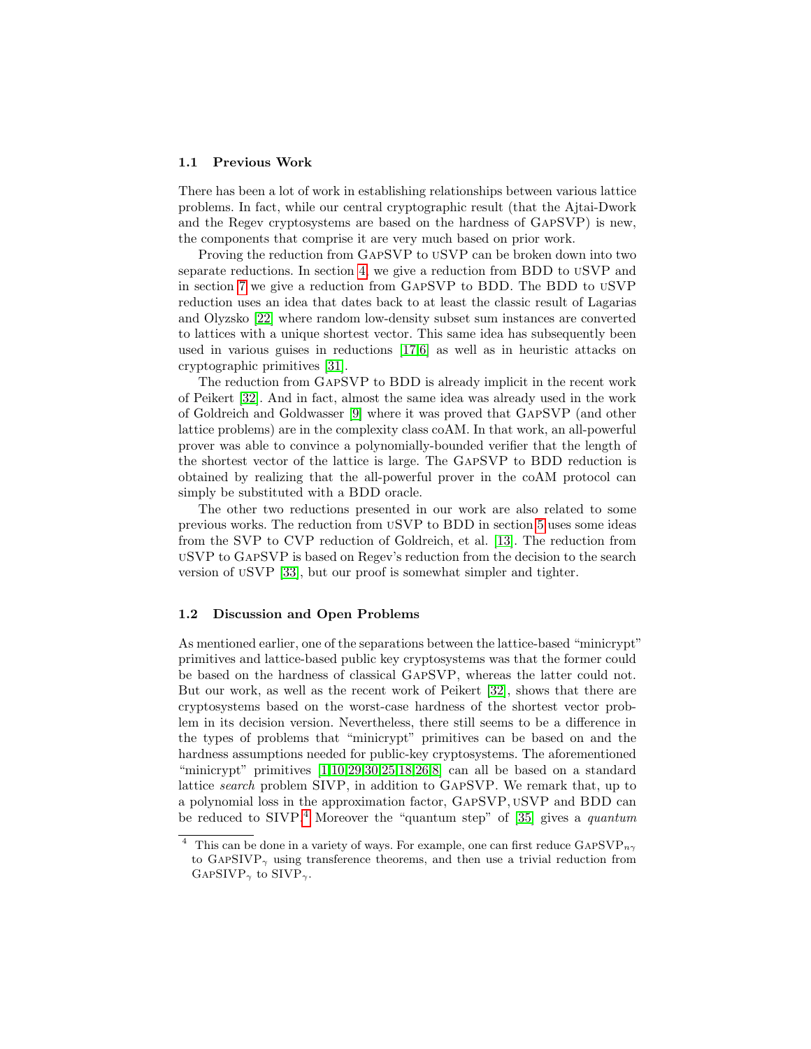### 1.1 Previous Work

There has been a lot of work in establishing relationships between various lattice problems. In fact, while our central cryptographic result (that the Ajtai-Dwork and the Regev cryptosystems are based on the hardness of GapSVP) is new, the components that comprise it are very much based on prior work.

Proving the reduction from GapSVP to uSVP can be broken down into two separate reductions. In section 4, we give a reduction from BDD to uSVP and in section 7 we give a reduction from GapSVP to BDD. The BDD to uSVP reduction uses an idea that dates back to at least the classic result of Lagarias and Olyzsko [22] where random low-density subset sum instances are converted to lattices with a unique shortest vector. This same idea has subsequently been used in various guises in reductions [17,6] as well as in heuristic attacks on cryptographic primitives [31].

The reduction from GapSVP to BDD is already implicit in the recent work of Peikert [32]. And in fact, almost the same idea was already used in the work of Goldreich and Goldwasser [9] where it was proved that GapSVP (and other lattice problems) are in the complexity class coAM. In that work, an all-powerful prover was able to convince a polynomially-bounded verifier that the length of the shortest vector of the lattice is large. The GapSVP to BDD reduction is obtained by realizing that the all-powerful prover in the coAM protocol can simply be substituted with a BDD oracle.

The other two reductions presented in our work are also related to some previous works. The reduction from uSVP to BDD in section 5 uses some ideas from the SVP to CVP reduction of Goldreich, et al. [13]. The reduction from uSVP to GapSVP is based on Regev's reduction from the decision to the search version of uSVP [33], but our proof is somewhat simpler and tighter.

### 1.2 Discussion and Open Problems

As mentioned earlier, one of the separations between the lattice-based "minicrypt" primitives and lattice-based public key cryptosystems was that the former could be based on the hardness of classical GapSVP, whereas the latter could not. But our work, as well as the recent work of Peikert [32], shows that there are cryptosystems based on the worst-case hardness of the shortest vector problem in its decision version. Nevertheless, there still seems to be a difference in the types of problems that "minicrypt" primitives can be based on and the hardness assumptions needed for public-key cryptosystems. The aforementioned "minicrypt" primitives [1,10,29,30,25,18,26,8] can all be based on a standard lattice *search* problem SIVP, in addition to GapSVP. We remark that, up to a polynomial loss in the approximation factor, GapSVP, uSVP and BDD can be reduced to SIVP.[4] Moreover the "quantum step" of [35] gives a *quantum*

[4] This can be done in a variety of ways. For example, one can first reduce $\text{GapSVP}_{n\gamma}$ to $\text{GapSIVP}_{\gamma}$ using transference theorems, and then use a trivial reduction from $\text{GapSIVP}_{\gamma}$ to $\text{SIVP}_{\gamma}$.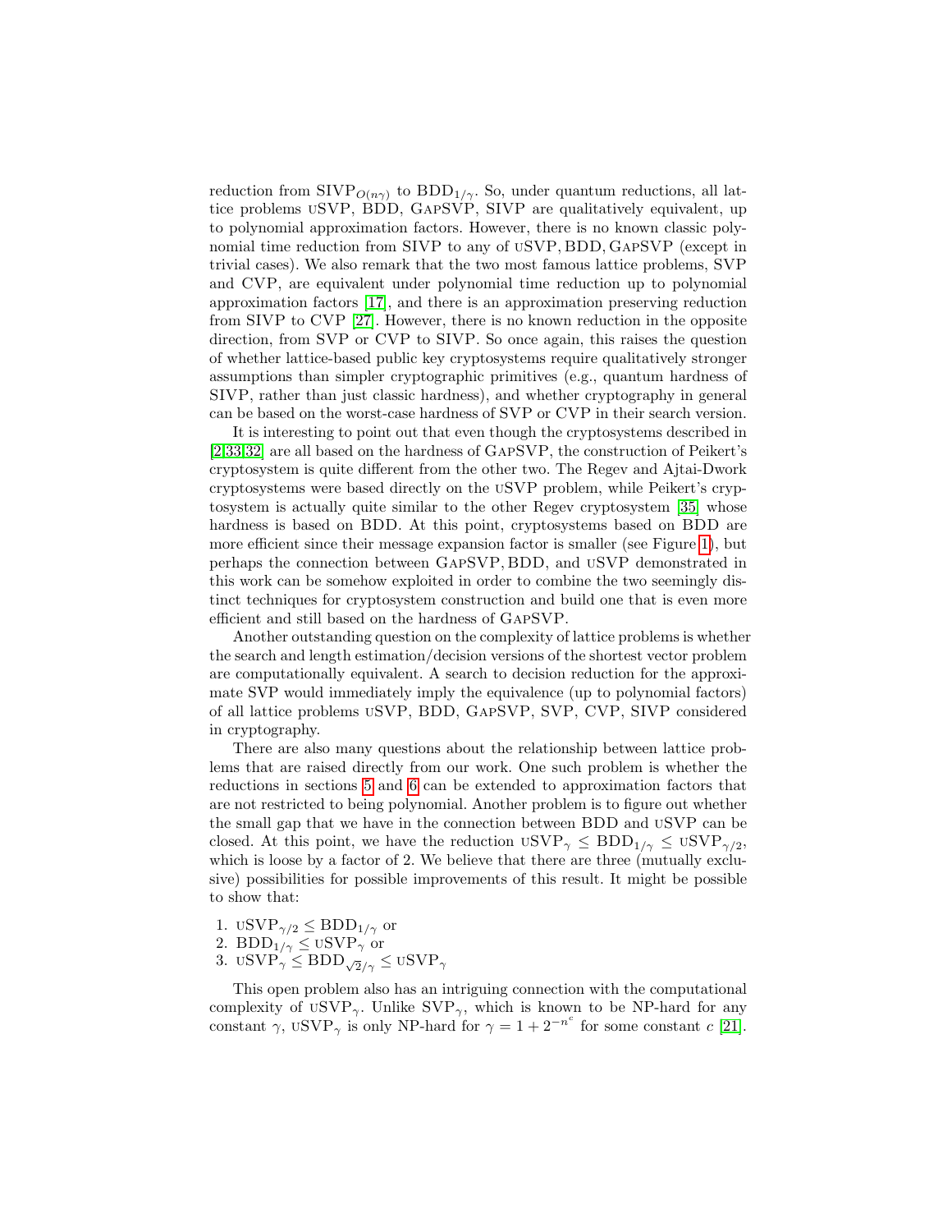reduction from $\text{SIVP}_{O(n\gamma)}$ to $\text{BDD}_{1/\gamma}$. So, under quantum reductions, all lattice problems uSVP, BDD, GapSVP, SIVP are qualitatively equivalent, up to polynomial approximation factors. However, there is no known classic polynomial time reduction from SIVP to any of uSVP, BDD, GapSVP (except in trivial cases). We also remark that the two most famous lattice problems, SVP and CVP, are equivalent under polynomial time reduction up to polynomial approximation factors [17], and there is an approximation preserving reduction from SIVP to CVP [27]. However, there is no known reduction in the opposite direction, from SVP or CVP to SIVP. So once again, this raises the question of whether lattice-based public key cryptosystems require qualitatively stronger assumptions than simpler cryptographic primitives (e.g., quantum hardness of SIVP, rather than just classic hardness), and whether cryptography in general can be based on the worst-case hardness of SVP or CVP in their search version.

It is interesting to point out that even though the cryptosystems described in [2,33,32] are all based on the hardness of GapSVP, the construction of Peikert's cryptosystem is quite different from the other two. The Regev and Ajtai-Dwork cryptosystems were based directly on the uSVP problem, while Peikert's cryptosystem is actually quite similar to the other Regev cryptosystem [35] whose hardness is based on BDD. At this point, cryptosystems based on BDD are more efficient since their message expansion factor is smaller (see Figure 1), but perhaps the connection between GapSVP, BDD, and uSVP demonstrated in this work can be somehow exploited in order to combine the two seemingly distinct techniques for cryptosystem construction and build one that is even more efficient and still based on the hardness of GapSVP.

Another outstanding question on the complexity of lattice problems is whether the search and length estimation/decision versions of the shortest vector problem are computationally equivalent. A search to decision reduction for the approximate SVP would immediately imply the equivalence (up to polynomial factors) of all lattice problems uSVP, BDD, GapSVP, SVP, CVP, SIVP considered in cryptography.

There are also many questions about the relationship between lattice problems that are raised directly from our work. One such problem is whether the reductions in sections 5 and 6 can be extended to approximation factors that are not restricted to being polynomial. Another problem is to figure out whether the small gap that we have in the connection between BDD and uSVP can be closed. At this point, we have the reduction $\text{uSVP}_\gamma \le \text{BDD}_{1/\gamma} \le \text{uSVP}_{\gamma/2}$, which is loose by a factor of 2. We believe that there are three (mutually exclusive) possibilities for possible improvements of this result. It might be possible to show that:

1. $\text{uSVP}_{\gamma/2} \le \text{BDD}_{1/\gamma}$ or
2. $\text{BDD}_{1/\gamma} \le \text{uSVP}_\gamma$ or
3. $\text{uSVP}_\gamma \le \text{BDD}_{\sqrt{2}/\gamma} \le \text{uSVP}_\gamma$

This open problem also has an intriguing connection with the computational complexity of $\text{uSVP}_\gamma$. Unlike $\text{SVP}_\gamma$, which is known to be NP-hard for any constant $\gamma$, $\text{uSVP}_\gamma$ is only NP-hard for $\gamma = 1 + 2^{-n^c}$ for some constant $c$ [21].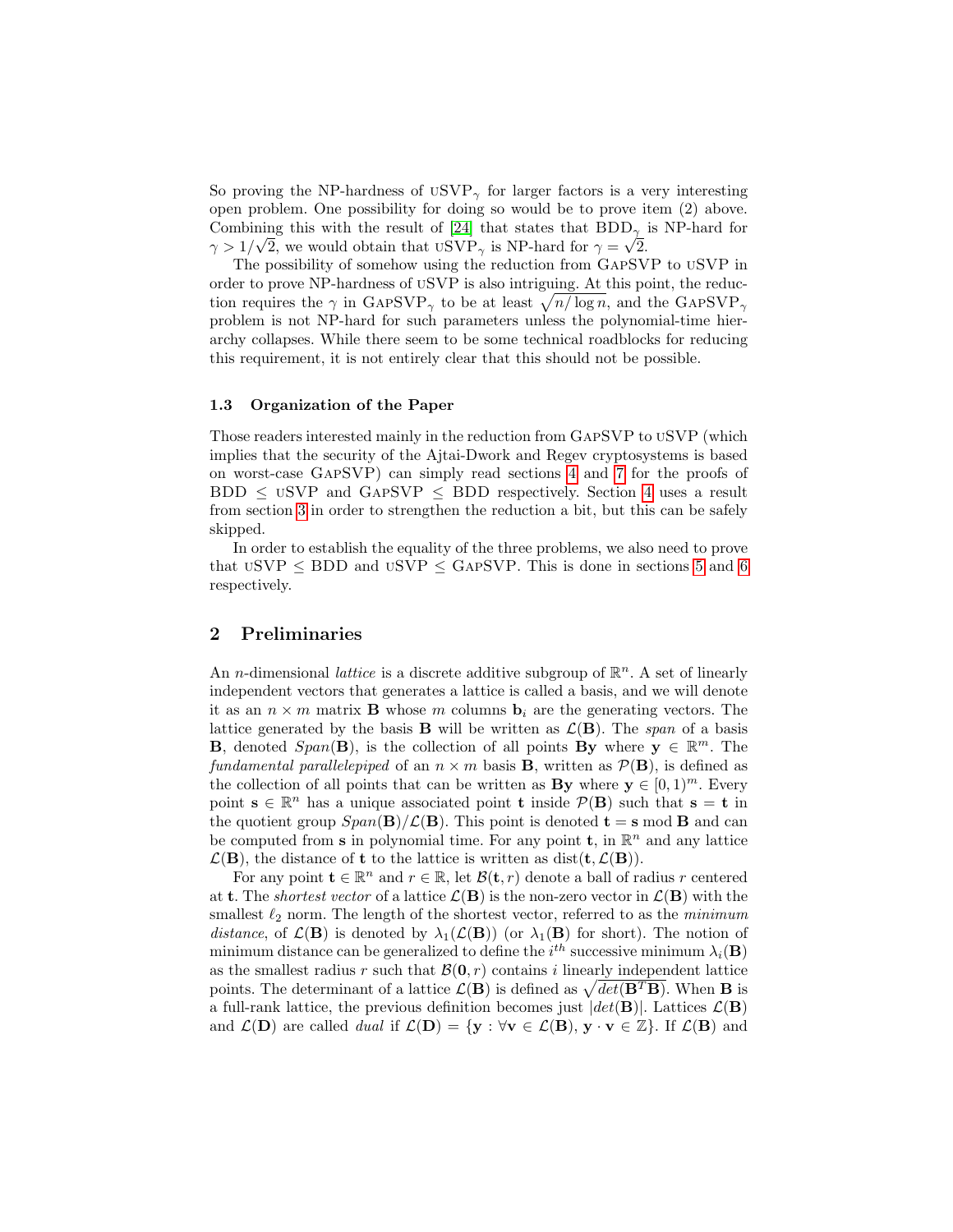So proving the NP-hardness of uSVP$_\gamma$ for larger factors is a very interesting open problem. One possibility for doing so would be to prove item (2) above. Combining this with the result of [24] that states that BDD$_\gamma$ is NP-hard for $\gamma > 1/\sqrt{2}$, we would obtain that uSVP$_\gamma$ is NP-hard for $\gamma = \sqrt{2}$.

The possibility of somehow using the reduction from GapSVP to uSVP in order to prove NP-hardness of uSVP is also intriguing. At this point, the reduction requires the $\gamma$ in GapSVP$_\gamma$ to be at least $\sqrt{n/\log n}$, and the GapSVP$_\gamma$ problem is not NP-hard for such parameters unless the polynomial-time hierarchy collapses. While there seem to be some technical roadblocks for reducing this requirement, it is not entirely clear that this should not be possible.

### 1.3 Organization of the Paper

Those readers interested mainly in the reduction from GapSVP to uSVP (which implies that the security of the Ajtai-Dwork and Regev cryptosystems is based on worst-case GapSVP) can simply read sections 4 and 7 for the proofs of BDD $\leq$ uSVP and GapSVP $\leq$ BDD respectively. Section 4 uses a result from section 3 in order to strengthen the reduction a bit, but this can be safely skipped.

In order to establish the equality of the three problems, we also need to prove that uSVP $\leq$ BDD and uSVP $\leq$ GapSVP. This is done in sections 5 and 6 respectively.

## 2 Preliminaries

An $n$-dimensional *lattice* is a discrete additive subgroup of $\mathbb{R}^n$. A set of linearly independent vectors that generates a lattice is called a basis, and we will denote it as an $n \times m$ matrix $\mathbf{B}$ whose $m$ columns $\mathbf{b}_i$ are the generating vectors. The lattice generated by the basis $\mathbf{B}$ will be written as $\mathcal{L}(\mathbf{B})$. The *span* of a basis $\mathbf{B}$, denoted $Span(\mathbf{B})$, is the collection of all points $\mathbf{By}$ where $\mathbf{y} \in \mathbb{R}^m$. The *fundamental parallelepiped* of an $n \times m$ basis $\mathbf{B}$, written as $\mathcal{P}(\mathbf{B})$, is defined as the collection of all points that can be written as $\mathbf{By}$ where $\mathbf{y} \in [0,1)^m$. Every point $\mathbf{s} \in \mathbb{R}^n$ has a unique associated point $\mathbf{t}$ inside $\mathcal{P}(\mathbf{B})$ such that $\mathbf{s} = \mathbf{t}$ in the quotient group $Span(\mathbf{B})/\mathcal{L}(\mathbf{B})$. This point is denoted $\mathbf{t} = \mathbf{s} \bmod \mathbf{B}$ and can be computed from $\mathbf{s}$ in polynomial time. For any point $\mathbf{t}$, in $\mathbb{R}^n$ and any lattice $\mathcal{L}(\mathbf{B})$, the distance of $\mathbf{t}$ to the lattice is written as $\text{dist}(\mathbf{t}, \mathcal{L}(\mathbf{B}))$.

For any point $\mathbf{t} \in \mathbb{R}^n$ and $r \in \mathbb{R}$, let $\mathcal{B}(\mathbf{t}, r)$ denote a ball of radius $r$ centered at $\mathbf{t}$. The *shortest vector* of a lattice $\mathcal{L}(\mathbf{B})$ is the non-zero vector in $\mathcal{L}(\mathbf{B})$ with the smallest $\ell_2$ norm. The length of the shortest vector, referred to as the *minimum distance*, of $\mathcal{L}(\mathbf{B})$ is denoted by $\lambda_1(\mathcal{L}(\mathbf{B}))$ (or $\lambda_1(\mathbf{B})$ for short). The notion of minimum distance can be generalized to define the $i^{th}$ successive minimum $\lambda_i(\mathbf{B})$ as the smallest radius $r$ such that $\mathcal{B}(\mathbf{0}, r)$ contains $i$ linearly independent lattice points. The determinant of a lattice $\mathcal{L}(\mathbf{B})$ is defined as $\sqrt{det(\mathbf{B}^T\mathbf{B})}$. When $\mathbf{B}$ is a full-rank lattice, the previous definition becomes just $|det(\mathbf{B})|$. Lattices $\mathcal{L}(\mathbf{B})$ and $\mathcal{L}(\mathbf{D})$ are called *dual* if $\mathcal{L}(\mathbf{D}) = \{\mathbf{y} : \forall \mathbf{v} \in \mathcal{L}(\mathbf{B}), \mathbf{y} \cdot \mathbf{v} \in \mathbb{Z}\}$. If $\mathcal{L}(\mathbf{B})$ and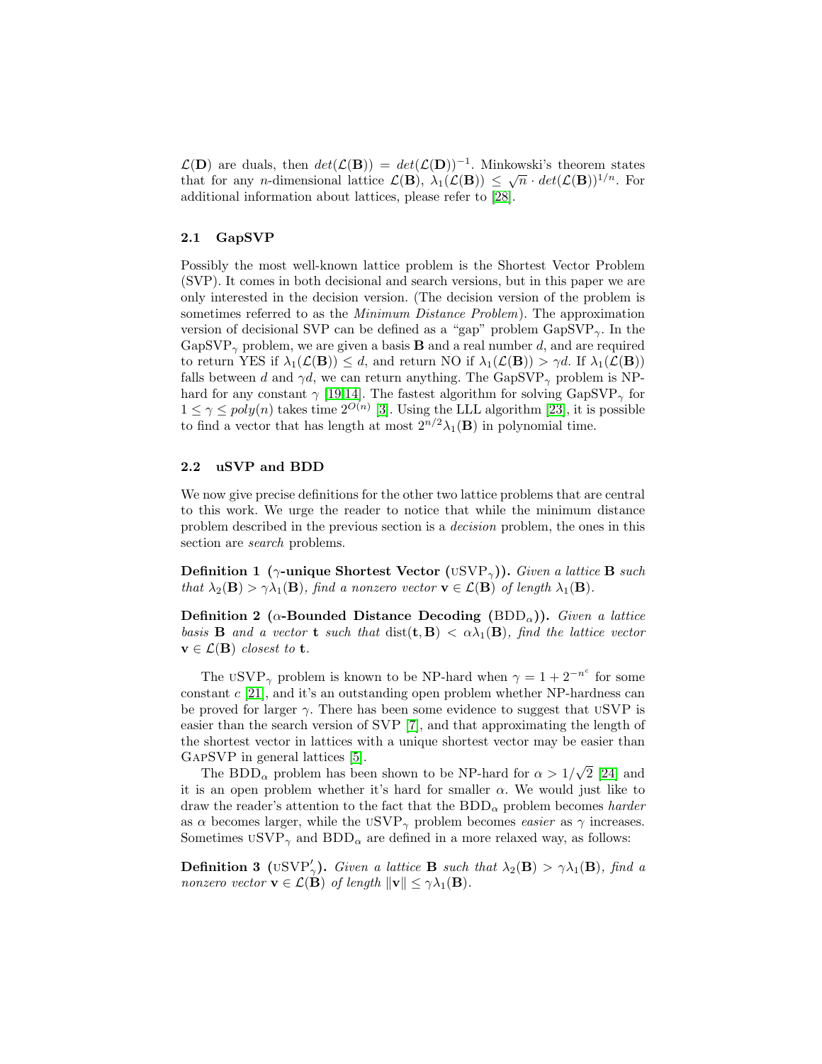$\mathcal{L}(\mathbf{D})$ are duals, then $det(\mathcal{L}(\mathbf{B})) = det(\mathcal{L}(\mathbf{D}))^{-1}$. Minkowski's theorem states that for any $n$-dimensional lattice $\mathcal{L}(\mathbf{B})$, $\lambda_1(\mathcal{L}(\mathbf{B})) \leq \sqrt{n} \cdot det(\mathcal{L}(\mathbf{B}))^{1/n}$. For additional information about lattices, please refer to [28].

### 2.1 GapSVP

Possibly the most well-known lattice problem is the Shortest Vector Problem (SVP). It comes in both decisional and search versions, but in this paper we are only interested in the decision version. (The decision version of the problem is sometimes referred to as the *Minimum Distance Problem*). The approximation version of decisional SVP can be defined as a "gap" problem GapSVP$_\gamma$. In the GapSVP$_\gamma$ problem, we are given a basis $\mathbf{B}$ and a real number $d$, and are required to return YES if $\lambda_1(\mathcal{L}(\mathbf{B})) \leq d$, and return NO if $\lambda_1(\mathcal{L}(\mathbf{B})) > \gamma d$. If $\lambda_1(\mathcal{L}(\mathbf{B}))$ falls between $d$ and $\gamma d$, we can return anything. The GapSVP$_\gamma$ problem is NP-hard for any constant $\gamma$ [19,14]. The fastest algorithm for solving GapSVP$_\gamma$ for $1 \leq \gamma \leq poly(n)$ takes time $2^{O(n)}$ [3]. Using the LLL algorithm [23], it is possible to find a vector that has length at most $2^{n/2}\lambda_1(\mathbf{B})$ in polynomial time.

### 2.2 uSVP and BDD

We now give precise definitions for the other two lattice problems that are central to this work. We urge the reader to notice that while the minimum distance problem described in the previous section is a *decision* problem, the ones in this section are *search* problems.

**Definition 1 ($\gamma$-unique Shortest Vector (uSVP$_\gamma$)).** *Given a lattice $\mathbf{B}$ such that $\lambda_2(\mathbf{B}) > \gamma\lambda_1(\mathbf{B})$, find a nonzero vector $\mathbf{v} \in \mathcal{L}(\mathbf{B})$ of length $\lambda_1(\mathbf{B})$.*

**Definition 2 ($\alpha$-Bounded Distance Decoding (BDD$_\alpha$)).** *Given a lattice basis $\mathbf{B}$ and a vector $\mathbf{t}$ such that $\mathrm{dist}(\mathbf{t}, \mathbf{B}) < \alpha\lambda_1(\mathbf{B})$, find the lattice vector $\mathbf{v} \in \mathcal{L}(\mathbf{B})$ closest to $\mathbf{t}$.*

The uSVP$_\gamma$ problem is known to be NP-hard when $\gamma = 1 + 2^{-n^c}$ for some constant $c$ [21], and it's an outstanding open problem whether NP-hardness can be proved for larger $\gamma$. There has been some evidence to suggest that uSVP is easier than the search version of SVP [7], and that approximating the length of the shortest vector in lattices with a unique shortest vector may be easier than GapSVP in general lattices [5].

The BDD$_\alpha$ problem has been shown to be NP-hard for $\alpha > 1/\sqrt{2}$ [24] and it is an open problem whether it's hard for smaller $\alpha$. We would just like to draw the reader's attention to the fact that the BDD$_\alpha$ problem becomes *harder* as $\alpha$ becomes larger, while the uSVP$_\gamma$ problem becomes *easier* as $\gamma$ increases. Sometimes uSVP$_\gamma$ and BDD$_\alpha$ are defined in a more relaxed way, as follows:

**Definition 3 (uSVP$'_\gamma$).** *Given a lattice $\mathbf{B}$ such that $\lambda_2(\mathbf{B}) > \gamma\lambda_1(\mathbf{B})$, find a nonzero vector $\mathbf{v} \in \mathcal{L}(\mathbf{B})$ of length $\|\mathbf{v}\| \leq \gamma\lambda_1(\mathbf{B})$.*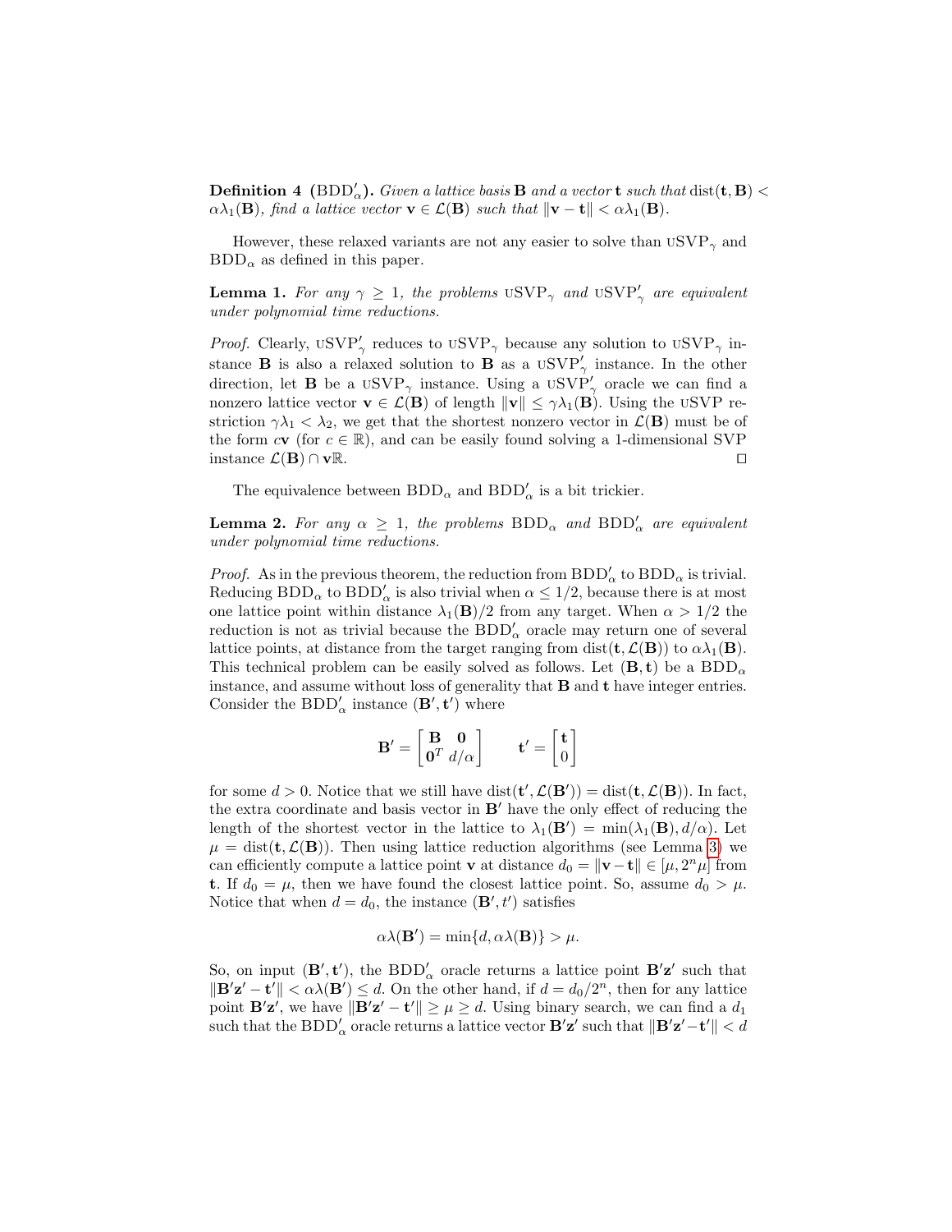**Definition 4** **($\mathrm{BDD}'_\alpha$).** *Given a lattice basis* $\mathbf{B}$ *and a vector* $\mathbf{t}$ *such that* $\mathrm{dist}(\mathbf{t}, \mathbf{B}) < \alpha\lambda_1(\mathbf{B})$*, find a lattice vector* $\mathbf{v} \in \mathcal{L}(\mathbf{B})$ *such that* $\|\mathbf{v} - \mathbf{t}\| < \alpha\lambda_1(\mathbf{B})$.

However, these relaxed variants are not any easier to solve than $\mathrm{uSVP}_\gamma$ and $\mathrm{BDD}_\alpha$ as defined in this paper.

**Lemma 1.** *For any* $\gamma \geq 1$*, the problems* $\mathrm{uSVP}_\gamma$ *and* $\mathrm{uSVP}'_\gamma$ *are equivalent under polynomial time reductions.*

*Proof.* Clearly, $\mathrm{uSVP}'_\gamma$ reduces to $\mathrm{uSVP}_\gamma$ because any solution to $\mathrm{uSVP}_\gamma$ instance $\mathbf{B}$ is also a relaxed solution to $\mathbf{B}$ as a $\mathrm{uSVP}'_\gamma$ instance. In the other direction, let $\mathbf{B}$ be a $\mathrm{uSVP}_\gamma$ instance. Using a $\mathrm{uSVP}'_\gamma$ oracle we can find a nonzero lattice vector $\mathbf{v} \in \mathcal{L}(\mathbf{B})$ of length $\|\mathbf{v}\| \leq \gamma\lambda_1(\mathbf{B})$. Using the uSVP restriction $\gamma\lambda_1 < \lambda_2$, we get that the shortest nonzero vector in $\mathcal{L}(\mathbf{B})$ must be of the form $c\mathbf{v}$ (for $c \in \mathbb{R}$), and can be easily found solving a 1-dimensional SVP instance $\mathcal{L}(\mathbf{B}) \cap \mathbf{v}\mathbb{R}$. □

The equivalence between $\mathrm{BDD}_\alpha$ and $\mathrm{BDD}'_\alpha$ is a bit trickier.

**Lemma 2.** *For any* $\alpha \geq 1$*, the problems* $\mathrm{BDD}_\alpha$ *and* $\mathrm{BDD}'_\alpha$ *are equivalent under polynomial time reductions.*

*Proof.* As in the previous theorem, the reduction from $\mathrm{BDD}'_\alpha$ to $\mathrm{BDD}_\alpha$ is trivial. Reducing $\mathrm{BDD}_\alpha$ to $\mathrm{BDD}'_\alpha$ is also trivial when $\alpha \leq 1/2$, because there is at most one lattice point within distance $\lambda_1(\mathbf{B})/2$ from any target. When $\alpha > 1/2$ the reduction is not as trivial because the $\mathrm{BDD}'_\alpha$ oracle may return one of several lattice points, at distance from the target ranging from $\mathrm{dist}(\mathbf{t}, \mathcal{L}(\mathbf{B}))$ to $\alpha\lambda_1(\mathbf{B})$. This technical problem can be easily solved as follows. Let $(\mathbf{B}, \mathbf{t})$ be a $\mathrm{BDD}_\alpha$ instance, and assume without loss of generality that $\mathbf{B}$ and $\mathbf{t}$ have integer entries. Consider the $\mathrm{BDD}'_\alpha$ instance $(\mathbf{B}', \mathbf{t}')$ where

$$\mathbf{B}' = \begin{bmatrix} \mathbf{B} & \mathbf{0} \\ \mathbf{0}^T & d/\alpha \end{bmatrix} \qquad \mathbf{t}' = \begin{bmatrix} \mathbf{t} \\ 0 \end{bmatrix}$$

for some $d > 0$. Notice that we still have $\mathrm{dist}(\mathbf{t}', \mathcal{L}(\mathbf{B}')) = \mathrm{dist}(\mathbf{t}, \mathcal{L}(\mathbf{B}))$. In fact, the extra coordinate and basis vector in $\mathbf{B}'$ have the only effect of reducing the length of the shortest vector in the lattice to $\lambda_1(\mathbf{B}') = \min(\lambda_1(\mathbf{B}), d/\alpha)$. Let $\mu = \mathrm{dist}(\mathbf{t}, \mathcal{L}(\mathbf{B}))$. Then using lattice reduction algorithms (see Lemma 3) we can efficiently compute a lattice point $\mathbf{v}$ at distance $d_0 = \|\mathbf{v} - \mathbf{t}\| \in [\mu, 2^n\mu]$ from $\mathbf{t}$. If $d_0 = \mu$, then we have found the closest lattice point. So, assume $d_0 > \mu$. Notice that when $d = d_0$, the instance $(\mathbf{B}', t')$ satisfies

$$\alpha\lambda(\mathbf{B}') = \min\{d, \alpha\lambda(\mathbf{B})\} > \mu.$$

So, on input $(\mathbf{B}', \mathbf{t}')$, the $\mathrm{BDD}'_\alpha$ oracle returns a lattice point $\mathbf{B}'\mathbf{z}'$ such that $\|\mathbf{B}'\mathbf{z}' - \mathbf{t}'\| < \alpha\lambda(\mathbf{B}') \leq d$. On the other hand, if $d = d_0/2^n$, then for any lattice point $\mathbf{B}'\mathbf{z}'$, we have $\|\mathbf{B}'\mathbf{z}' - \mathbf{t}'\| \geq \mu \geq d$. Using binary search, we can find a $d_1$ such that the $\mathrm{BDD}'_\alpha$ oracle returns a lattice vector $\mathbf{B}'\mathbf{z}'$ such that $\|\mathbf{B}'\mathbf{z}' - \mathbf{t}'\| < d$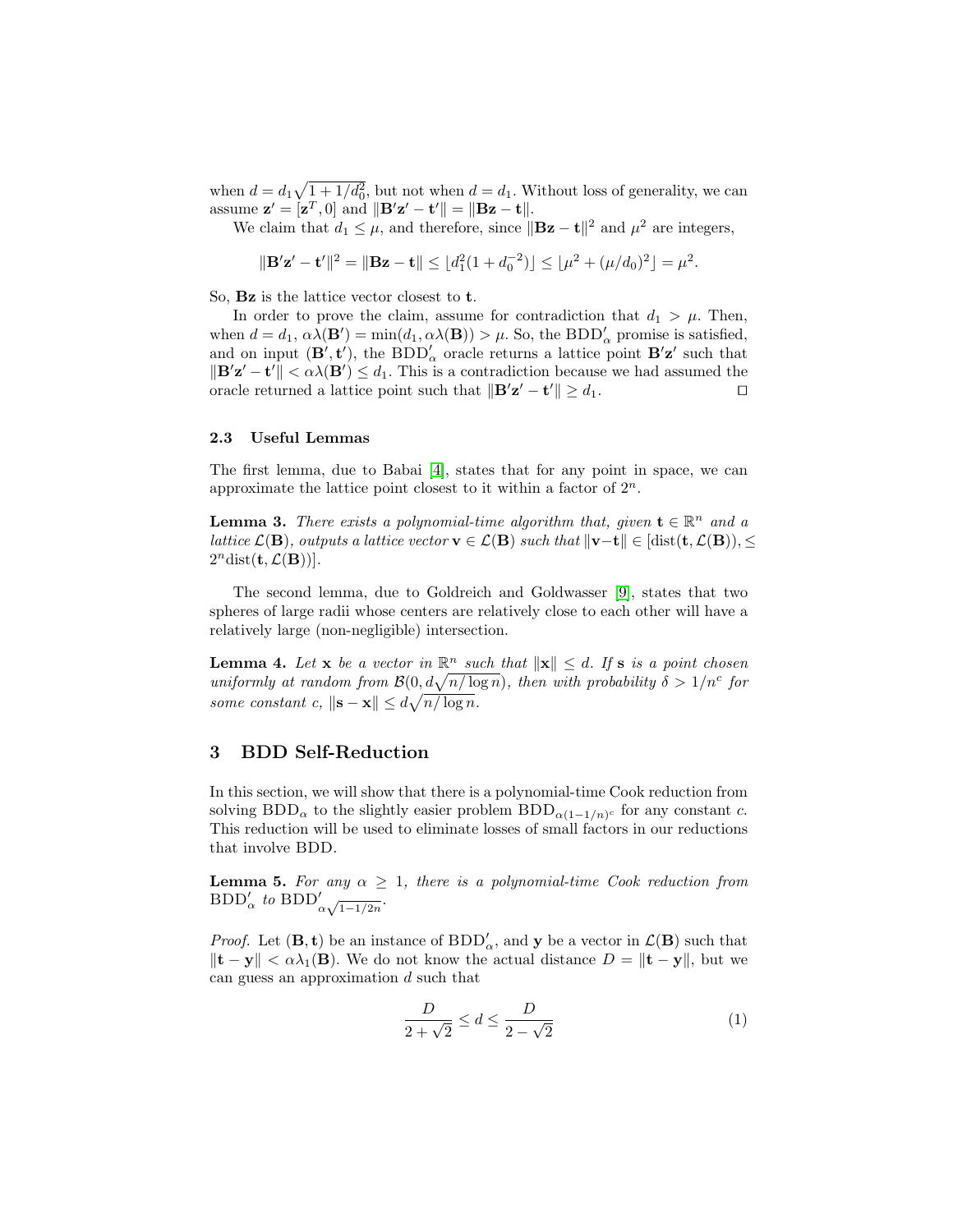when $d = d_1\sqrt{1 + 1/d_0^2}$, but not when $d = d_1$. Without loss of generality, we can assume $\mathbf{z}' = [\mathbf{z}^T, 0]$ and $\|\mathbf{B}'\mathbf{z}' - \mathbf{t}'\| = \|\mathbf{B}\mathbf{z} - \mathbf{t}\|$.

We claim that $d_1 \leq \mu$, and therefore, since $\|\mathbf{B}\mathbf{z} - \mathbf{t}\|^2$ and $\mu^2$ are integers,

$$\|\mathbf{B}'\mathbf{z}' - \mathbf{t}'\|^2 = \|\mathbf{B}\mathbf{z} - \mathbf{t}\| \leq \lfloor d_1^2(1 + d_0^{-2}) \rfloor \leq \lfloor \mu^2 + (\mu/d_0)^2 \rfloor = \mu^2.$$

So, $\mathbf{B}\mathbf{z}$ is the lattice vector closest to $\mathbf{t}$.

In order to prove the claim, assume for contradiction that $d_1 > \mu$. Then, when $d = d_1$, $\alpha\lambda(\mathbf{B}') = \min(d_1, \alpha\lambda(\mathbf{B})) > \mu$. So, the $\mathrm{BDD}'_\alpha$ promise is satisfied, and on input $(\mathbf{B}', \mathbf{t}')$, the $\mathrm{BDD}'_\alpha$ oracle returns a lattice point $\mathbf{B}'\mathbf{z}'$ such that $\|\mathbf{B}'\mathbf{z}' - \mathbf{t}'\| < \alpha\lambda(\mathbf{B}') \leq d_1$. This is a contradiction because we had assumed the oracle returned a lattice point such that $\|\mathbf{B}'\mathbf{z}' - \mathbf{t}'\| \geq d_1$. $\square$

### 2.3 Useful Lemmas

The first lemma, due to Babai [4], states that for any point in space, we can approximate the lattice point closest to it within a factor of $2^n$.

**Lemma 3.** *There exists a polynomial-time algorithm that, given $\mathbf{t} \in \mathbb{R}^n$ and a lattice $\mathcal{L}(\mathbf{B})$, outputs a lattice vector $\mathbf{v} \in \mathcal{L}(\mathbf{B})$ such that $\|\mathbf{v} - \mathbf{t}\| \in [\mathrm{dist}(\mathbf{t}, \mathcal{L}(\mathbf{B})), \leq 2^n \mathrm{dist}(\mathbf{t}, \mathcal{L}(\mathbf{B}))]$.*

The second lemma, due to Goldreich and Goldwasser [9], states that two spheres of large radii whose centers are relatively close to each other will have a relatively large (non-negligible) intersection.

**Lemma 4.** *Let $\mathbf{x}$ be a vector in $\mathbb{R}^n$ such that $\|\mathbf{x}\| \leq d$. If $\mathbf{s}$ is a point chosen uniformly at random from $\mathcal{B}(0, d\sqrt{n/\log n})$, then with probability $\delta > 1/n^c$ for some constant $c$, $\|\mathbf{s} - \mathbf{x}\| \leq d\sqrt{n/\log n}$.*

## 3 BDD Self-Reduction

In this section, we will show that there is a polynomial-time Cook reduction from solving $\mathrm{BDD}_\alpha$ to the slightly easier problem $\mathrm{BDD}_{\alpha(1-1/n)^c}$ for any constant $c$. This reduction will be used to eliminate losses of small factors in our reductions that involve BDD.

**Lemma 5.** *For any $\alpha \geq 1$, there is a polynomial-time Cook reduction from $\mathrm{BDD}'_\alpha$ to $\mathrm{BDD}'_{\alpha\sqrt{1-1/2n}}$.*

*Proof.* Let $(\mathbf{B}, \mathbf{t})$ be an instance of $\mathrm{BDD}'_\alpha$, and $\mathbf{y}$ be a vector in $\mathcal{L}(\mathbf{B})$ such that $\|\mathbf{t} - \mathbf{y}\| < \alpha\lambda_1(\mathbf{B})$. We do not know the actual distance $D = \|\mathbf{t} - \mathbf{y}\|$, but we can guess an approximation $d$ such that

$$\frac{D}{2 + \sqrt{2}} \leq d \leq \frac{D}{2 - \sqrt{2}} \tag{1}$$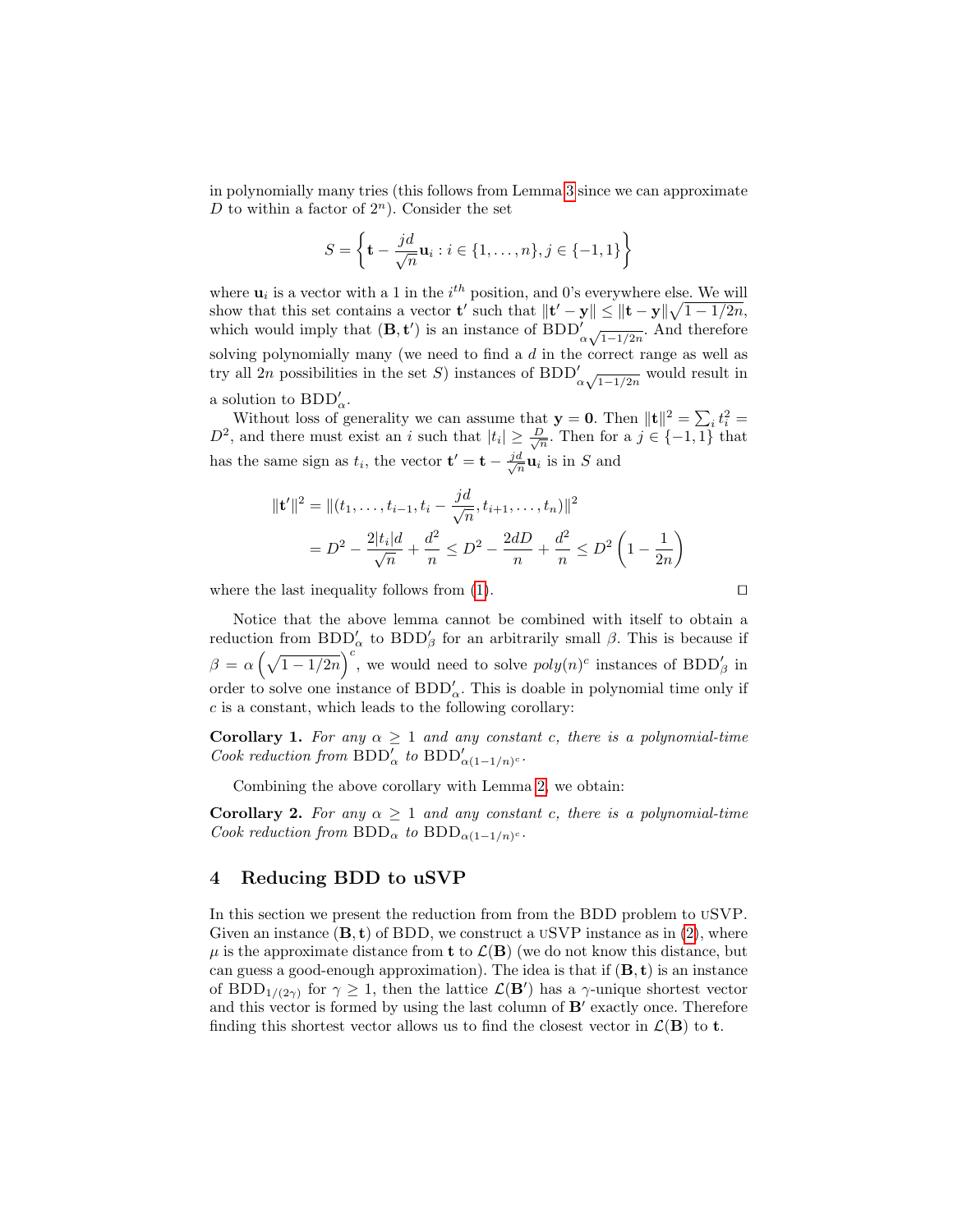in polynomially many tries (this follows from Lemma 3 since we can approximate $D$ to within a factor of $2^n$). Consider the set

$$S = \left\{ \mathbf{t} - \frac{jd}{\sqrt{n}} \mathbf{u}_i : i \in \{1, \ldots, n\}, j \in \{-1, 1\} \right\}$$

where $\mathbf{u}_i$ is a vector with a 1 in the $i^{th}$ position, and 0's everywhere else. We will show that this set contains a vector $\mathbf{t}'$ such that $\|\mathbf{t}' - \mathbf{y}\| \leq \|\mathbf{t} - \mathbf{y}\| \sqrt{1 - 1/2n}$, which would imply that $(\mathbf{B}, \mathbf{t}')$ is an instance of $\mathrm{BDD}'_{\alpha\sqrt{1-1/2n}}$. And therefore solving polynomially many (we need to find a $d$ in the correct range as well as try all $2n$ possibilities in the set $S$) instances of $\mathrm{BDD}'_{\alpha\sqrt{1-1/2n}}$ would result in a solution to $\mathrm{BDD}'_{\alpha}$.

Without loss of generality we can assume that $\mathbf{y} = \mathbf{0}$. Then $\|\mathbf{t}\|^2 = \sum_i t_i^2 = D^2$, and there must exist an $i$ such that $|t_i| \geq \frac{D}{\sqrt{n}}$. Then for a $j \in \{-1, 1\}$ that has the same sign as $t_i$, the vector $\mathbf{t}' = \mathbf{t} - \frac{jd}{\sqrt{n}} \mathbf{u}_i$ is in $S$ and

$$\begin{aligned} \|\mathbf{t}'\|^2 &= \|(t_1, \ldots, t_{i-1}, t_i - \frac{jd}{\sqrt{n}}, t_{i+1}, \ldots, t_n)\|^2 \\ &= D^2 - \frac{2|t_i|d}{\sqrt{n}} + \frac{d^2}{n} \leq D^2 - \frac{2dD}{n} + \frac{d^2}{n} \leq D^2 \left(1 - \frac{1}{2n}\right) \end{aligned}$$

where the last inequality follows from (1). □

Notice that the above lemma cannot be combined with itself to obtain a reduction from $\mathrm{BDD}'_{\alpha}$ to $\mathrm{BDD}'_{\beta}$ for an arbitrarily small $\beta$. This is because if $\beta = \alpha \left(\sqrt{1 - 1/2n}\right)^c$, we would need to solve $poly(n)^c$ instances of $\mathrm{BDD}'_{\beta}$ in order to solve one instance of $\mathrm{BDD}'_{\alpha}$. This is doable in polynomial time only if $c$ is a constant, which leads to the following corollary:

**Corollary 1.** *For any $\alpha \geq 1$ and any constant $c$, there is a polynomial-time Cook reduction from $\mathrm{BDD}'_{\alpha}$ to $\mathrm{BDD}'_{\alpha(1-1/n)^c}$.*

Combining the above corollary with Lemma 2, we obtain:

**Corollary 2.** *For any $\alpha \geq 1$ and any constant $c$, there is a polynomial-time Cook reduction from $\mathrm{BDD}_{\alpha}$ to $\mathrm{BDD}_{\alpha(1-1/n)^c}$.*

## 4 Reducing BDD to uSVP

In this section we present the reduction from from the BDD problem to uSVP. Given an instance $(\mathbf{B}, \mathbf{t})$ of BDD, we construct a uSVP instance as in (2), where $\mu$ is the approximate distance from $\mathbf{t}$ to $\mathcal{L}(\mathbf{B})$ (we do not know this distance, but can guess a good-enough approximation). The idea is that if $(\mathbf{B}, \mathbf{t})$ is an instance of $\mathrm{BDD}_{1/(2\gamma)}$ for $\gamma \geq 1$, then the lattice $\mathcal{L}(\mathbf{B}')$ has a $\gamma$-unique shortest vector and this vector is formed by using the last column of $\mathbf{B}'$ exactly once. Therefore finding this shortest vector allows us to find the closest vector in $\mathcal{L}(\mathbf{B})$ to $\mathbf{t}$.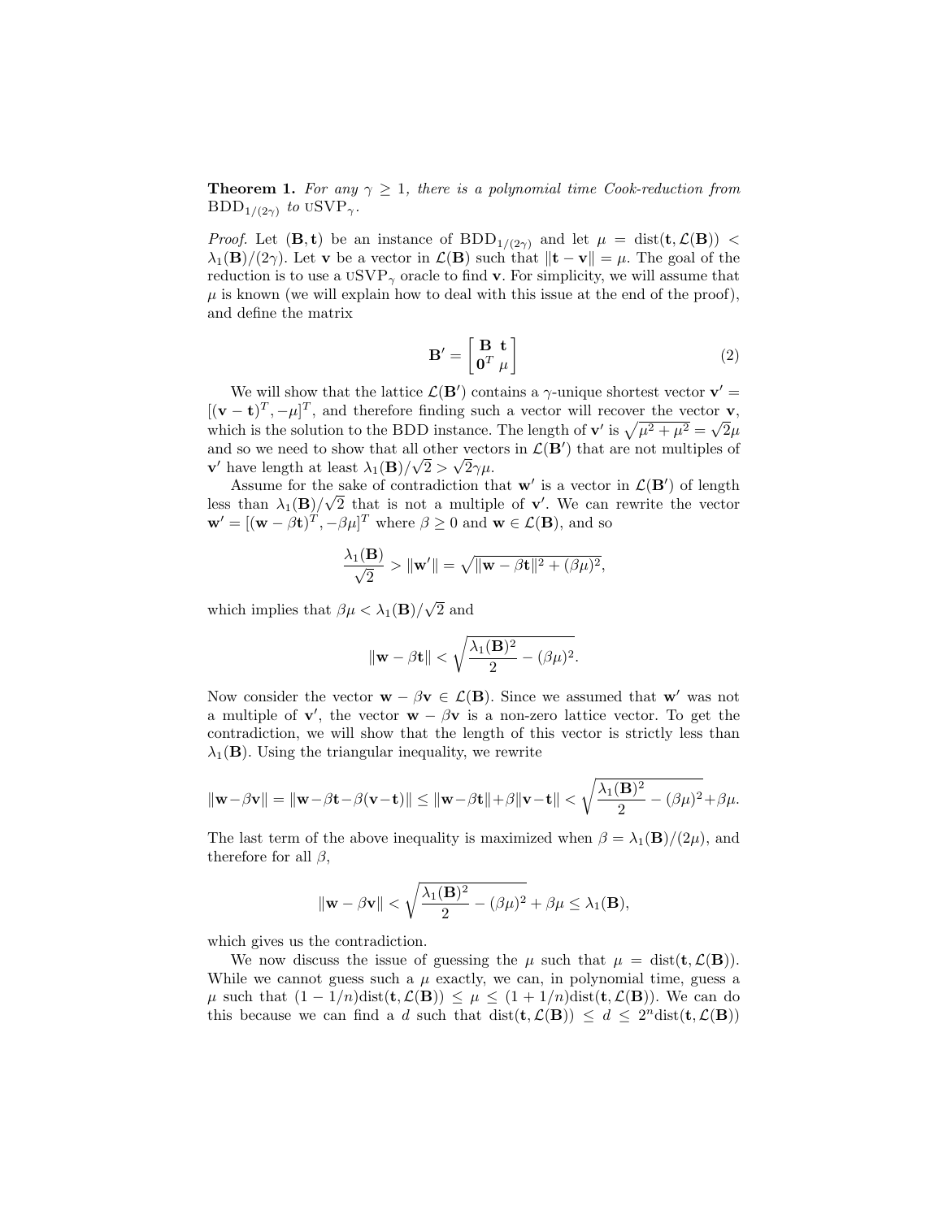**Theorem 1.** *For any $\gamma \geq 1$, there is a polynomial time Cook-reduction from $\text{BDD}_{1/(2\gamma)}$ to $\text{uSVP}_\gamma$.*

*Proof.* Let $(\mathbf{B}, \mathbf{t})$ be an instance of $\text{BDD}_{1/(2\gamma)}$ and let $\mu = \text{dist}(\mathbf{t}, \mathcal{L}(\mathbf{B})) < \lambda_1(\mathbf{B})/(2\gamma)$. Let $\mathbf{v}$ be a vector in $\mathcal{L}(\mathbf{B})$ such that $\|\mathbf{t} - \mathbf{v}\| = \mu$. The goal of the reduction is to use a $\text{uSVP}_\gamma$ oracle to find $\mathbf{v}$. For simplicity, we will assume that $\mu$ is known (we will explain how to deal with this issue at the end of the proof), and define the matrix

$$\mathbf{B}' = \begin{bmatrix} \mathbf{B} & \mathbf{t} \\ \mathbf{0}^T & \mu \end{bmatrix} \tag{2}$$

We will show that the lattice $\mathcal{L}(\mathbf{B}')$ contains a $\gamma$-unique shortest vector $\mathbf{v}' = [(\mathbf{v} - \mathbf{t})^T, -\mu]^T$, and therefore finding such a vector will recover the vector $\mathbf{v}$, which is the solution to the BDD instance. The length of $\mathbf{v}'$ is $\sqrt{\mu^2 + \mu^2} = \sqrt{2}\mu$ and so we need to show that all other vectors in $\mathcal{L}(\mathbf{B}')$ that are not multiples of $\mathbf{v}'$ have length at least $\lambda_1(\mathbf{B})/\sqrt{2} > \sqrt{2}\gamma\mu$.

Assume for the sake of contradiction that $\mathbf{w}'$ is a vector in $\mathcal{L}(\mathbf{B}')$ of length less than $\lambda_1(\mathbf{B})/\sqrt{2}$ that is not a multiple of $\mathbf{v}'$. We can rewrite the vector $\mathbf{w}' = [(\mathbf{w} - \beta\mathbf{t})^T, -\beta\mu]^T$ where $\beta \geq 0$ and $\mathbf{w} \in \mathcal{L}(\mathbf{B})$, and so

$$\frac{\lambda_1(\mathbf{B})}{\sqrt{2}} > \|\mathbf{w}'\| = \sqrt{\|\mathbf{w} - \beta\mathbf{t}\|^2 + (\beta\mu)^2},$$

which implies that $\beta\mu < \lambda_1(\mathbf{B})/\sqrt{2}$ and

$$\|\mathbf{w} - \beta\mathbf{t}\| < \sqrt{\frac{\lambda_1(\mathbf{B})^2}{2} - (\beta\mu)^2}.$$

Now consider the vector $\mathbf{w} - \beta\mathbf{v} \in \mathcal{L}(\mathbf{B})$. Since we assumed that $\mathbf{w}'$ was not a multiple of $\mathbf{v}'$, the vector $\mathbf{w} - \beta\mathbf{v}$ is a non-zero lattice vector. To get the contradiction, we will show that the length of this vector is strictly less than $\lambda_1(\mathbf{B})$. Using the triangular inequality, we rewrite

$$\|\mathbf{w} - \beta\mathbf{v}\| = \|\mathbf{w} - \beta\mathbf{t} - \beta(\mathbf{v} - \mathbf{t})\| \leq \|\mathbf{w} - \beta\mathbf{t}\| + \beta\|\mathbf{v} - \mathbf{t}\| < \sqrt{\frac{\lambda_1(\mathbf{B})^2}{2} - (\beta\mu)^2} + \beta\mu.$$

The last term of the above inequality is maximized when $\beta = \lambda_1(\mathbf{B})/(2\mu)$, and therefore for all $\beta$,

$$\|\mathbf{w} - \beta\mathbf{v}\| < \sqrt{\frac{\lambda_1(\mathbf{B})^2}{2} - (\beta\mu)^2} + \beta\mu \leq \lambda_1(\mathbf{B}),$$

which gives us the contradiction.

We now discuss the issue of guessing the $\mu$ such that $\mu = \text{dist}(\mathbf{t}, \mathcal{L}(\mathbf{B}))$. While we cannot guess such a $\mu$ exactly, we can, in polynomial time, guess a $\mu$ such that $(1 - 1/n)\text{dist}(\mathbf{t}, \mathcal{L}(\mathbf{B})) \leq \mu \leq (1 + 1/n)\text{dist}(\mathbf{t}, \mathcal{L}(\mathbf{B}))$. We can do this because we can find a $d$ such that $\text{dist}(\mathbf{t}, \mathcal{L}(\mathbf{B})) \leq d \leq 2^n \text{dist}(\mathbf{t}, \mathcal{L}(\mathbf{B}))$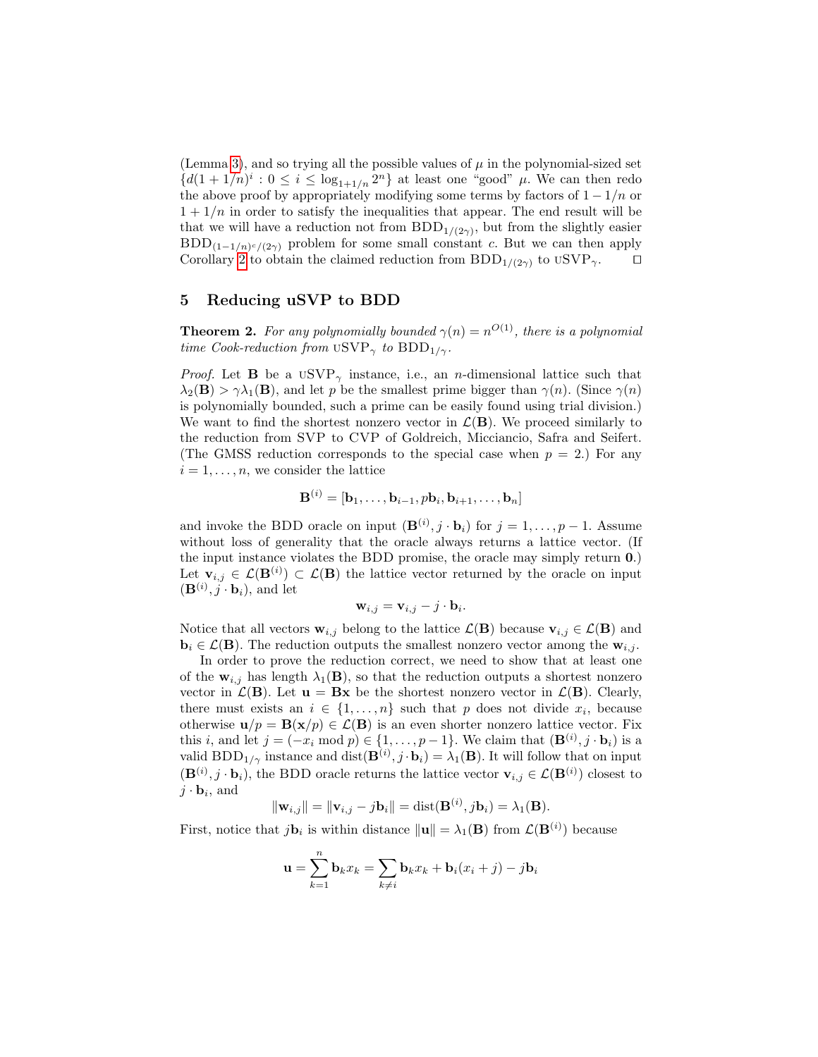(Lemma 3), and so trying all the possible values of $\mu$ in the polynomial-sized set $\{d(1+1/n)^i : 0 \leq i \leq \log_{1+1/n} 2^n\}$ at least one "good" $\mu$. We can then redo the above proof by appropriately modifying some terms by factors of $1-1/n$ or $1+1/n$ in order to satisfy the inequalities that appear. The end result will be that we will have a reduction not from $\mathrm{BDD}_{1/(2\gamma)}$, but from the slightly easier $\mathrm{BDD}_{(1-1/n)^c/(2\gamma)}$ problem for some small constant $c$. But we can then apply Corollary 2 to obtain the claimed reduction from $\mathrm{BDD}_{1/(2\gamma)}$ to $\mathrm{uSVP}_\gamma$. □

## 5 Reducing uSVP to BDD

**Theorem 2.** *For any polynomially bounded $\gamma(n) = n^{O(1)}$, there is a polynomial time Cook-reduction from $\mathrm{uSVP}_\gamma$ to $\mathrm{BDD}_{1/\gamma}$.*

*Proof.* Let $\mathbf{B}$ be a $\mathrm{uSVP}_\gamma$ instance, i.e., an $n$-dimensional lattice such that $\lambda_2(\mathbf{B}) > \gamma\lambda_1(\mathbf{B})$, and let $p$ be the smallest prime bigger than $\gamma(n)$. (Since $\gamma(n)$ is polynomially bounded, such a prime can be easily found using trial division.) We want to find the shortest nonzero vector in $\mathcal{L}(\mathbf{B})$. We proceed similarly to the reduction from SVP to CVP of Goldreich, Micciancio, Safra and Seifert. (The GMSS reduction corresponds to the special case when $p = 2$.) For any $i = 1, \ldots, n$, we consider the lattice

$$\mathbf{B}^{(i)} = [\mathbf{b}_1, \ldots, \mathbf{b}_{i-1}, p\mathbf{b}_i, \mathbf{b}_{i+1}, \ldots, \mathbf{b}_n]$$

and invoke the BDD oracle on input $(\mathbf{B}^{(i)}, j \cdot \mathbf{b}_i)$ for $j = 1, \ldots, p-1$. Assume without loss of generality that the oracle always returns a lattice vector. (If the input instance violates the BDD promise, the oracle may simply return $\mathbf{0}$.) Let $\mathbf{v}_{i,j} \in \mathcal{L}(\mathbf{B}^{(i)}) \subset \mathcal{L}(\mathbf{B})$ the lattice vector returned by the oracle on input $(\mathbf{B}^{(i)}, j \cdot \mathbf{b}_i)$, and let

$$\mathbf{w}_{i,j} = \mathbf{v}_{i,j} - j \cdot \mathbf{b}_i.$$

Notice that all vectors $\mathbf{w}_{i,j}$ belong to the lattice $\mathcal{L}(\mathbf{B})$ because $\mathbf{v}_{i,j} \in \mathcal{L}(\mathbf{B})$ and $\mathbf{b}_i \in \mathcal{L}(\mathbf{B})$. The reduction outputs the smallest nonzero vector among the $\mathbf{w}_{i,j}$.

In order to prove the reduction correct, we need to show that at least one of the $\mathbf{w}_{i,j}$ has length $\lambda_1(\mathbf{B})$, so that the reduction outputs a shortest nonzero vector in $\mathcal{L}(\mathbf{B})$. Let $\mathbf{u} = \mathbf{Bx}$ be the shortest nonzero vector in $\mathcal{L}(\mathbf{B})$. Clearly, there must exists an $i \in \{1, \ldots, n\}$ such that $p$ does not divide $x_i$, because otherwise $\mathbf{u}/p = \mathbf{B}(\mathbf{x}/p) \in \mathcal{L}(\mathbf{B})$ is an even shorter nonzero lattice vector. Fix this $i$, and let $j = (-x_i \bmod p) \in \{1, \ldots, p-1\}$. We claim that $(\mathbf{B}^{(i)}, j \cdot \mathbf{b}_i)$ is a valid $\mathrm{BDD}_{1/\gamma}$ instance and $\mathrm{dist}(\mathbf{B}^{(i)}, j \cdot \mathbf{b}_i) = \lambda_1(\mathbf{B})$. It will follow that on input $(\mathbf{B}^{(i)}, j \cdot \mathbf{b}_i)$, the BDD oracle returns the lattice vector $\mathbf{v}_{i,j} \in \mathcal{L}(\mathbf{B}^{(i)})$ closest to $j \cdot \mathbf{b}_i$, and

$$\|\mathbf{w}_{i,j}\| = \|\mathbf{v}_{i,j} - j\mathbf{b}_i\| = \mathrm{dist}(\mathbf{B}^{(i)}, j\mathbf{b}_i) = \lambda_1(\mathbf{B}).$$

First, notice that $j\mathbf{b}_i$ is within distance $\|\mathbf{u}\| = \lambda_1(\mathbf{B})$ from $\mathcal{L}(\mathbf{B}^{(i)})$ because

$$\mathbf{u} = \sum_{k=1}^{n} \mathbf{b}_k x_k = \sum_{k \neq i} \mathbf{b}_k x_k + \mathbf{b}_i(x_i + j) - j\mathbf{b}_i$$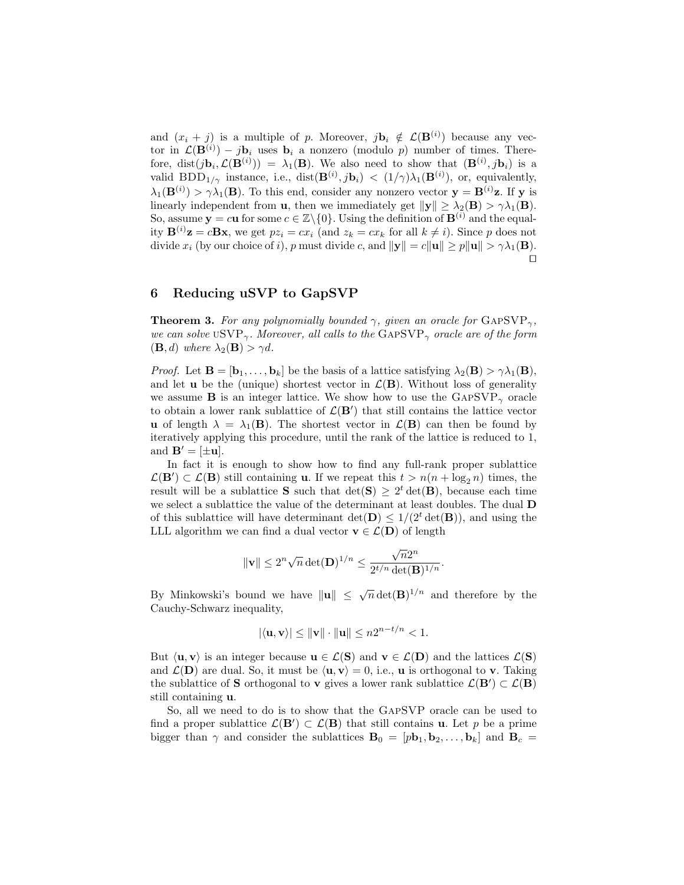and $(x_i + j)$ is a multiple of $p$. Moreover, $j\mathbf{b}_i \notin \mathcal{L}(\mathbf{B}^{(i)})$ because any vector in $\mathcal{L}(\mathbf{B}^{(i)}) - j\mathbf{b}_i$ uses $\mathbf{b}_i$ a nonzero (modulo $p$) number of times. Therefore, $\text{dist}(j\mathbf{b}_i, \mathcal{L}(\mathbf{B}^{(i)})) = \lambda_1(\mathbf{B})$. We also need to show that $(\mathbf{B}^{(i)}, j\mathbf{b}_i)$ is a valid $\text{BDD}_{1/\gamma}$ instance, i.e., $\text{dist}(\mathbf{B}^{(i)}, j\mathbf{b}_i) < (1/\gamma)\lambda_1(\mathbf{B}^{(i)})$, or, equivalently, $\lambda_1(\mathbf{B}^{(i)}) > \gamma\lambda_1(\mathbf{B})$. To this end, consider any nonzero vector $\mathbf{y} = \mathbf{B}^{(i)}\mathbf{z}$. If $\mathbf{y}$ is linearly independent from $\mathbf{u}$, then we immediately get $\|\mathbf{y}\| \geq \lambda_2(\mathbf{B}) > \gamma\lambda_1(\mathbf{B})$. So, assume $\mathbf{y} = c\mathbf{u}$ for some $c \in \mathbb{Z}\backslash\{0\}$. Using the definition of $\mathbf{B}^{(i)}$ and the equality $\mathbf{B}^{(i)}\mathbf{z} = c\mathbf{B}\mathbf{x}$, we get $pz_i = cx_i$ (and $z_k = cx_k$ for all $k \neq i$). Since $p$ does not divide $x_i$ (by our choice of $i$), $p$ must divide $c$, and $\|\mathbf{y}\| = c\|\mathbf{u}\| \geq p\|\mathbf{u}\| > \gamma\lambda_1(\mathbf{B})$. □

## 6 Reducing uSVP to GapSVP

**Theorem 3.** *For any polynomially bounded $\gamma$, given an oracle for* $\text{GapSVP}_\gamma$*, we can solve* $\text{uSVP}_\gamma$*. Moreover, all calls to the* $\text{GapSVP}_\gamma$ *oracle are of the form* $(\mathbf{B}, d)$ *where* $\lambda_2(\mathbf{B}) > \gamma d$.

*Proof.* Let $\mathbf{B} = [\mathbf{b}_1, \ldots, \mathbf{b}_k]$ be the basis of a lattice satisfying $\lambda_2(\mathbf{B}) > \gamma\lambda_1(\mathbf{B})$, and let $\mathbf{u}$ be the (unique) shortest vector in $\mathcal{L}(\mathbf{B})$. Without loss of generality we assume $\mathbf{B}$ is an integer lattice. We show how to use the $\text{GapSVP}_\gamma$ oracle to obtain a lower rank sublattice of $\mathcal{L}(\mathbf{B}')$ that still contains the lattice vector $\mathbf{u}$ of length $\lambda = \lambda_1(\mathbf{B})$. The shortest vector in $\mathcal{L}(\mathbf{B})$ can then be found by iteratively applying this procedure, until the rank of the lattice is reduced to 1, and $\mathbf{B}' = [\pm\mathbf{u}]$.

In fact it is enough to show how to find any full-rank proper sublattice $\mathcal{L}(\mathbf{B}') \subset \mathcal{L}(\mathbf{B})$ still containing $\mathbf{u}$. If we repeat this $t > n(n + \log_2 n)$ times, the result will be a sublattice $\mathbf{S}$ such that $\det(\mathbf{S}) \geq 2^t \det(\mathbf{B})$, because each time we select a sublattice the value of the determinant at least doubles. The dual $\mathbf{D}$ of this sublattice will have determinant $\det(\mathbf{D}) \leq 1/(2^t \det(\mathbf{B}))$, and using the LLL algorithm we can find a dual vector $\mathbf{v} \in \mathcal{L}(\mathbf{D})$ of length

$$\|\mathbf{v}\| \leq 2^n \sqrt{n} \det(\mathbf{D})^{1/n} \leq \frac{\sqrt{n}2^n}{2^{t/n} \det(\mathbf{B})^{1/n}}.$$

By Minkowski's bound we have $\|\mathbf{u}\| \leq \sqrt{n} \det(\mathbf{B})^{1/n}$ and therefore by the Cauchy-Schwarz inequality,

$$|\langle \mathbf{u}, \mathbf{v} \rangle| \leq \|\mathbf{v}\| \cdot \|\mathbf{u}\| \leq n2^{n - t/n} < 1.$$

But $\langle \mathbf{u}, \mathbf{v} \rangle$ is an integer because $\mathbf{u} \in \mathcal{L}(\mathbf{S})$ and $\mathbf{v} \in \mathcal{L}(\mathbf{D})$ and the lattices $\mathcal{L}(\mathbf{S})$ and $\mathcal{L}(\mathbf{D})$ are dual. So, it must be $\langle \mathbf{u}, \mathbf{v} \rangle = 0$, i.e., $\mathbf{u}$ is orthogonal to $\mathbf{v}$. Taking the sublattice of $\mathbf{S}$ orthogonal to $\mathbf{v}$ gives a lower rank sublattice $\mathcal{L}(\mathbf{B}') \subset \mathcal{L}(\mathbf{B})$ still containing $\mathbf{u}$.

So, all we need to do is to show that the GapSVP oracle can be used to find a proper sublattice $\mathcal{L}(\mathbf{B}') \subset \mathcal{L}(\mathbf{B})$ that still contains $\mathbf{u}$. Let $p$ be a prime bigger than $\gamma$ and consider the sublattices $\mathbf{B}_0 = [p\mathbf{b}_1, \mathbf{b}_2, \ldots, \mathbf{b}_k]$ and $\mathbf{B}_c =$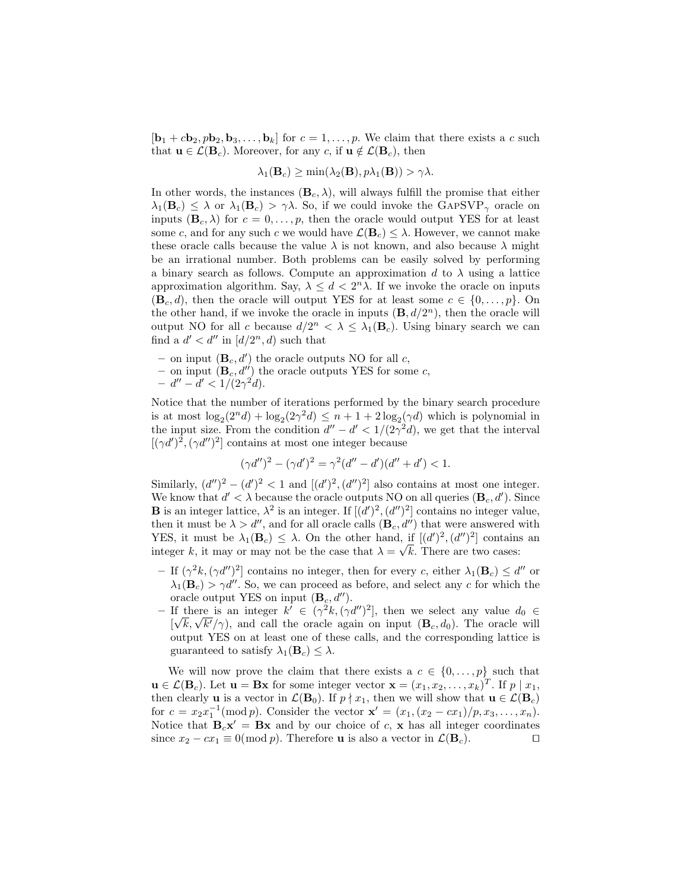$[\mathbf{b}_1 + c\mathbf{b}_2, p\mathbf{b}_2, \mathbf{b}_3, \ldots, \mathbf{b}_k]$ for $c = 1, \ldots, p$. We claim that there exists a $c$ such that $\mathbf{u} \in \mathcal{L}(\mathbf{B}_c)$. Moreover, for any $c$, if $\mathbf{u} \notin \mathcal{L}(\mathbf{B}_c)$, then

$$\lambda_1(\mathbf{B}_c) \geq \min(\lambda_2(\mathbf{B}), p\lambda_1(\mathbf{B})) > \gamma\lambda.$$

In other words, the instances $(\mathbf{B}_c, \lambda)$, will always fulfill the promise that either $\lambda_1(\mathbf{B}_c) \leq \lambda$ or $\lambda_1(\mathbf{B}_c) > \gamma\lambda$. So, if we could invoke the GapSVP$_\gamma$ oracle on inputs $(\mathbf{B}_c, \lambda)$ for $c = 0, \ldots, p$, then the oracle would output YES for at least some $c$, and for any such $c$ we would have $\mathcal{L}(\mathbf{B}_c) \leq \lambda$. However, we cannot make these oracle calls because the value $\lambda$ is not known, and also because $\lambda$ might be an irrational number. Both problems can be easily solved by performing a binary search as follows. Compute an approximation $d$ to $\lambda$ using a lattice approximation algorithm. Say, $\lambda \leq d < 2^n\lambda$. If we invoke the oracle on inputs $(\mathbf{B}_c, d)$, then the oracle will output YES for at least some $c \in \{0, \ldots, p\}$. On the other hand, if we invoke the oracle in inputs $(\mathbf{B}, d/2^n)$, then the oracle will output NO for all $c$ because $d/2^n < \lambda \leq \lambda_1(\mathbf{B}_c)$. Using binary search we can find a $d' < d''$ in $[d/2^n, d)$ such that

- on input $(\mathbf{B}_c, d')$ the oracle outputs NO for all $c$,
- on input $(\mathbf{B}_c, d'')$ the oracle outputs YES for some $c$,
- $d'' - d' < 1/(2\gamma^2 d)$.

Notice that the number of iterations performed by the binary search procedure is at most $\log_2(2^n d) + \log_2(2\gamma^2 d) \leq n + 1 + 2\log_2(\gamma d)$ which is polynomial in the input size. From the condition $d'' - d' < 1/(2\gamma^2 d)$, we get that the interval $[(\gamma d')^2, (\gamma d'')^2]$ contains at most one integer because

$$(\gamma d'')^2 - (\gamma d')^2 = \gamma^2(d'' - d')(d'' + d') < 1.$$

Similarly, $(d'')^2 - (d')^2 < 1$ and $[(d')^2, (d'')^2]$ also contains at most one integer. We know that $d' < \lambda$ because the oracle outputs NO on all queries $(\mathbf{B}_c, d')$. Since $\mathbf{B}$ is an integer lattice, $\lambda^2$ is an integer. If $[(d')^2, (d'')^2]$ contains no integer value, then it must be $\lambda > d''$, and for all oracle calls $(\mathbf{B}_c, d'')$ that were answered with YES, it must be $\lambda_1(\mathbf{B}_c) \leq \lambda$. On the other hand, if $[(d')^2, (d'')^2]$ contains an integer $k$, it may or may not be the case that $\lambda = \sqrt{k}$. There are two cases:

- If $(\gamma^2 k, (\gamma d'')^2]$ contains no integer, then for every $c$, either $\lambda_1(\mathbf{B}_c) \leq d''$ or $\lambda_1(\mathbf{B}_c) > \gamma d''$. So, we can proceed as before, and select any $c$ for which the oracle output YES on input $(\mathbf{B}_c, d'')$.
- If there is an integer $k' \in (\gamma^2 k, (\gamma d'')^2]$, then we select any value $d_0 \in [\sqrt{k}, \sqrt{k'}/\gamma)$, and call the oracle again on input $(\mathbf{B}_c, d_0)$. The oracle will output YES on at least one of these calls, and the corresponding lattice is guaranteed to satisfy $\lambda_1(\mathbf{B}_c) \leq \lambda$.

We will now prove the claim that there exists a $c \in \{0, \ldots, p\}$ such that $\mathbf{u} \in \mathcal{L}(\mathbf{B}_c)$. Let $\mathbf{u} = \mathbf{B}\mathbf{x}$ for some integer vector $\mathbf{x} = (x_1, x_2, \ldots, x_k)^T$. If $p \mid x_1$, then clearly $\mathbf{u}$ is a vector in $\mathcal{L}(\mathbf{B}_0)$. If $p \nmid x_1$, then we will show that $\mathbf{u} \in \mathcal{L}(\mathbf{B}_c)$ for $c = x_2 x_1^{-1} (\bmod\, p)$. Consider the vector $\mathbf{x}' = (x_1, (x_2 - cx_1)/p, x_3, \ldots, x_n)$. Notice that $\mathbf{B}_c\mathbf{x}' = \mathbf{B}\mathbf{x}$ and by our choice of $c$, $\mathbf{x}$ has all integer coordinates since $x_2 - cx_1 \equiv 0 (\bmod\, p)$. Therefore $\mathbf{u}$ is also a vector in $\mathcal{L}(\mathbf{B}_c)$. □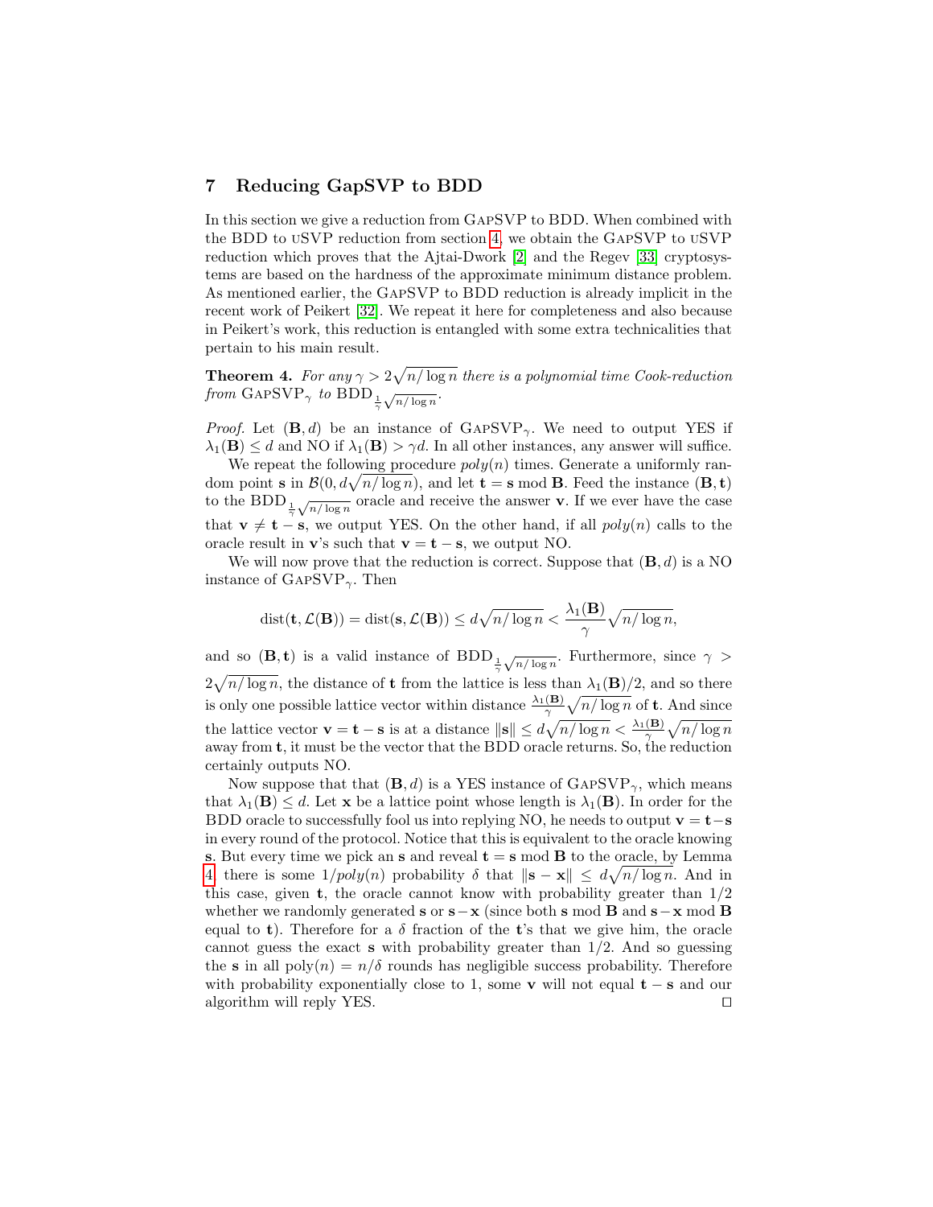## 7 Reducing GapSVP to BDD

In this section we give a reduction from GapSVP to BDD. When combined with the BDD to uSVP reduction from section 4, we obtain the GapSVP to uSVP reduction which proves that the Ajtai-Dwork [2] and the Regev [33] cryptosystems are based on the hardness of the approximate minimum distance problem. As mentioned earlier, the GapSVP to BDD reduction is already implicit in the recent work of Peikert [32]. We repeat it here for completeness and also because in Peikert's work, this reduction is entangled with some extra technicalities that pertain to his main result.

**Theorem 4.** *For any $\gamma > 2\sqrt{n/\log n}$ there is a polynomial time Cook-reduction from* $\text{GapSVP}_\gamma$ *to* $\text{BDD}_{\frac{1}{\gamma}\sqrt{n/\log n}}$.

*Proof.* Let $(\mathbf{B}, d)$ be an instance of $\text{GapSVP}_\gamma$. We need to output YES if $\lambda_1(\mathbf{B}) \leq d$ and NO if $\lambda_1(\mathbf{B}) > \gamma d$. In all other instances, any answer will suffice.

We repeat the following procedure $poly(n)$ times. Generate a uniformly random point $\mathbf{s}$ in $\mathcal{B}(0, d\sqrt{n/\log n})$, and let $\mathbf{t} = \mathbf{s} \bmod \mathbf{B}$. Feed the instance $(\mathbf{B}, \mathbf{t})$ to the $\text{BDD}_{\frac{1}{\gamma}\sqrt{n/\log n}}$ oracle and receive the answer $\mathbf{v}$. If we ever have the case that $\mathbf{v} \neq \mathbf{t} - \mathbf{s}$, we output YES. On the other hand, if all $poly(n)$ calls to the oracle result in $\mathbf{v}$'s such that $\mathbf{v} = \mathbf{t} - \mathbf{s}$, we output NO.

We will now prove that the reduction is correct. Suppose that $(\mathbf{B}, d)$ is a NO instance of $\text{GapSVP}_\gamma$. Then

$$\text{dist}(\mathbf{t}, \mathcal{L}(\mathbf{B})) = \text{dist}(\mathbf{s}, \mathcal{L}(\mathbf{B})) \leq d\sqrt{n/\log n} < \frac{\lambda_1(\mathbf{B})}{\gamma}\sqrt{n/\log n},$$

and so $(\mathbf{B}, \mathbf{t})$ is a valid instance of $\text{BDD}_{\frac{1}{\gamma}\sqrt{n/\log n}}$. Furthermore, since $\gamma > 2\sqrt{n/\log n}$, the distance of $\mathbf{t}$ from the lattice is less than $\lambda_1(\mathbf{B})/2$, and so there is only one possible lattice vector within distance $\frac{\lambda_1(\mathbf{B})}{\gamma}\sqrt{n/\log n}$ of $\mathbf{t}$. And since the lattice vector $\mathbf{v} = \mathbf{t} - \mathbf{s}$ is at a distance $\|\mathbf{s}\| \leq d\sqrt{n/\log n} < \frac{\lambda_1(\mathbf{B})}{\gamma}\sqrt{n/\log n}$ away from $\mathbf{t}$, it must be the vector that the BDD oracle returns. So, the reduction certainly outputs NO.

Now suppose that that $(\mathbf{B}, d)$ is a YES instance of $\text{GapSVP}_\gamma$, which means that $\lambda_1(\mathbf{B}) \leq d$. Let $\mathbf{x}$ be a lattice point whose length is $\lambda_1(\mathbf{B})$. In order for the BDD oracle to successfully fool us into replying NO, he needs to output $\mathbf{v} = \mathbf{t} - \mathbf{s}$ in every round of the protocol. Notice that this is equivalent to the oracle knowing $\mathbf{s}$. But every time we pick an $\mathbf{s}$ and reveal $\mathbf{t} = \mathbf{s} \bmod \mathbf{B}$ to the oracle, by Lemma 4, there is some $1/poly(n)$ probability $\delta$ that $\|\mathbf{s} - \mathbf{x}\| \leq d\sqrt{n/\log n}$. And in this case, given $\mathbf{t}$, the oracle cannot know with probability greater than $1/2$ whether we randomly generated $\mathbf{s}$ or $\mathbf{s} - \mathbf{x}$ (since both $\mathbf{s} \bmod \mathbf{B}$ and $\mathbf{s} - \mathbf{x} \bmod \mathbf{B}$ equal to $\mathbf{t}$). Therefore for a $\delta$ fraction of the $\mathbf{t}$'s that we give him, the oracle cannot guess the exact $\mathbf{s}$ with probability greater than $1/2$. And so guessing the $\mathbf{s}$ in all $\text{poly}(n) = n/\delta$ rounds has negligible success probability. Therefore with probability exponentially close to 1, some $\mathbf{v}$ will not equal $\mathbf{t} - \mathbf{s}$ and our algorithm will reply YES. □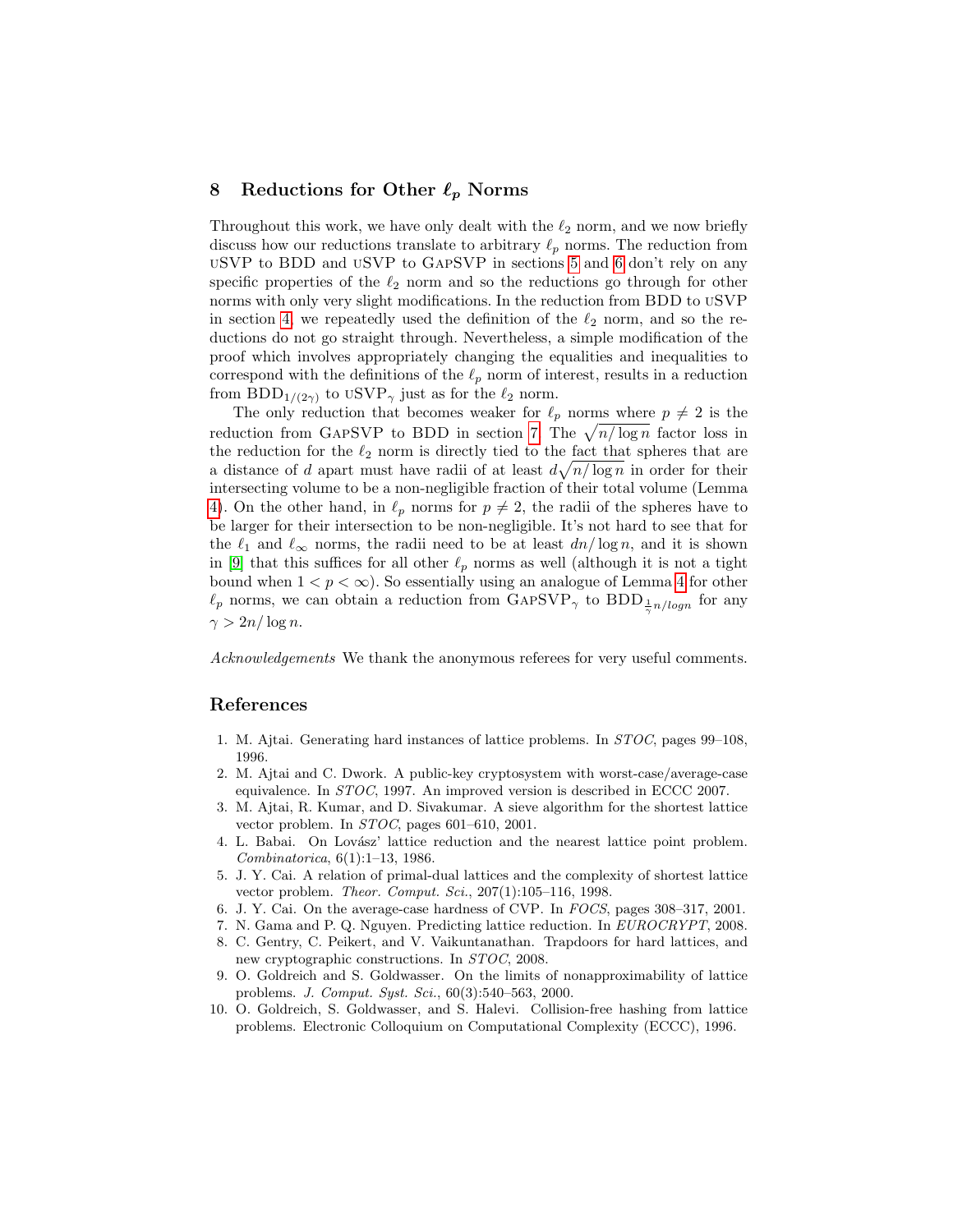## 8 Reductions for Other $\ell_p$ Norms

Throughout this work, we have only dealt with the $\ell_2$ norm, and we now briefly discuss how our reductions translate to arbitrary $\ell_p$ norms. The reduction from uSVP to BDD and uSVP to GapSVP in sections 5 and 6 don't rely on any specific properties of the $\ell_2$ norm and so the reductions go through for other norms with only very slight modifications. In the reduction from BDD to uSVP in section 4, we repeatedly used the definition of the $\ell_2$ norm, and so the reductions do not go straight through. Nevertheless, a simple modification of the proof which involves appropriately changing the equalities and inequalities to correspond with the definitions of the $\ell_p$ norm of interest, results in a reduction from $\text{BDD}_{1/(2\gamma)}$ to $\text{uSVP}_\gamma$ just as for the $\ell_2$ norm.

The only reduction that becomes weaker for $\ell_p$ norms where $p \neq 2$ is the reduction from GapSVP to BDD in section 7. The $\sqrt{n/\log n}$ factor loss in the reduction for the $\ell_2$ norm is directly tied to the fact that spheres that are a distance of $d$ apart must have radii of at least $d\sqrt{n/\log n}$ in order for their intersecting volume to be a non-negligible fraction of their total volume (Lemma 4). On the other hand, in $\ell_p$ norms for $p \neq 2$, the radii of the spheres have to be larger for their intersection to be non-negligible. It's not hard to see that for the $\ell_1$ and $\ell_\infty$ norms, the radii need to be at least $dn/\log n$, and it is shown in [9] that this suffices for all other $\ell_p$ norms as well (although it is not a tight bound when $1 < p < \infty$). So essentially using an analogue of Lemma 4 for other $\ell_p$ norms, we can obtain a reduction from $\text{GapSVP}_\gamma$ to $\text{BDD}_{\frac{1}{\gamma}n/logn}$ for any $\gamma > 2n/\log n$.

*Acknowledgements* We thank the anonymous referees for very useful comments.

## References

1. M. Ajtai. Generating hard instances of lattice problems. In *STOC*, pages 99–108, 1996.
2. M. Ajtai and C. Dwork. A public-key cryptosystem with worst-case/average-case equivalence. In *STOC*, 1997. An improved version is described in ECCC 2007.
3. M. Ajtai, R. Kumar, and D. Sivakumar. A sieve algorithm for the shortest lattice vector problem. In *STOC*, pages 601–610, 2001.
4. L. Babai. On Lovász' lattice reduction and the nearest lattice point problem. *Combinatorica*, 6(1):1–13, 1986.
5. J. Y. Cai. A relation of primal-dual lattices and the complexity of shortest lattice vector problem. *Theor. Comput. Sci.*, 207(1):105–116, 1998.
6. J. Y. Cai. On the average-case hardness of CVP. In *FOCS*, pages 308–317, 2001.
7. N. Gama and P. Q. Nguyen. Predicting lattice reduction. In *EUROCRYPT*, 2008.
8. C. Gentry, C. Peikert, and V. Vaikuntanathan. Trapdoors for hard lattices, and new cryptographic constructions. In *STOC*, 2008.
9. O. Goldreich and S. Goldwasser. On the limits of nonapproximability of lattice problems. *J. Comput. Syst. Sci.*, 60(3):540–563, 2000.
10. O. Goldreich, S. Goldwasser, and S. Halevi. Collision-free hashing from lattice problems. Electronic Colloquium on Computational Complexity (ECCC), 1996.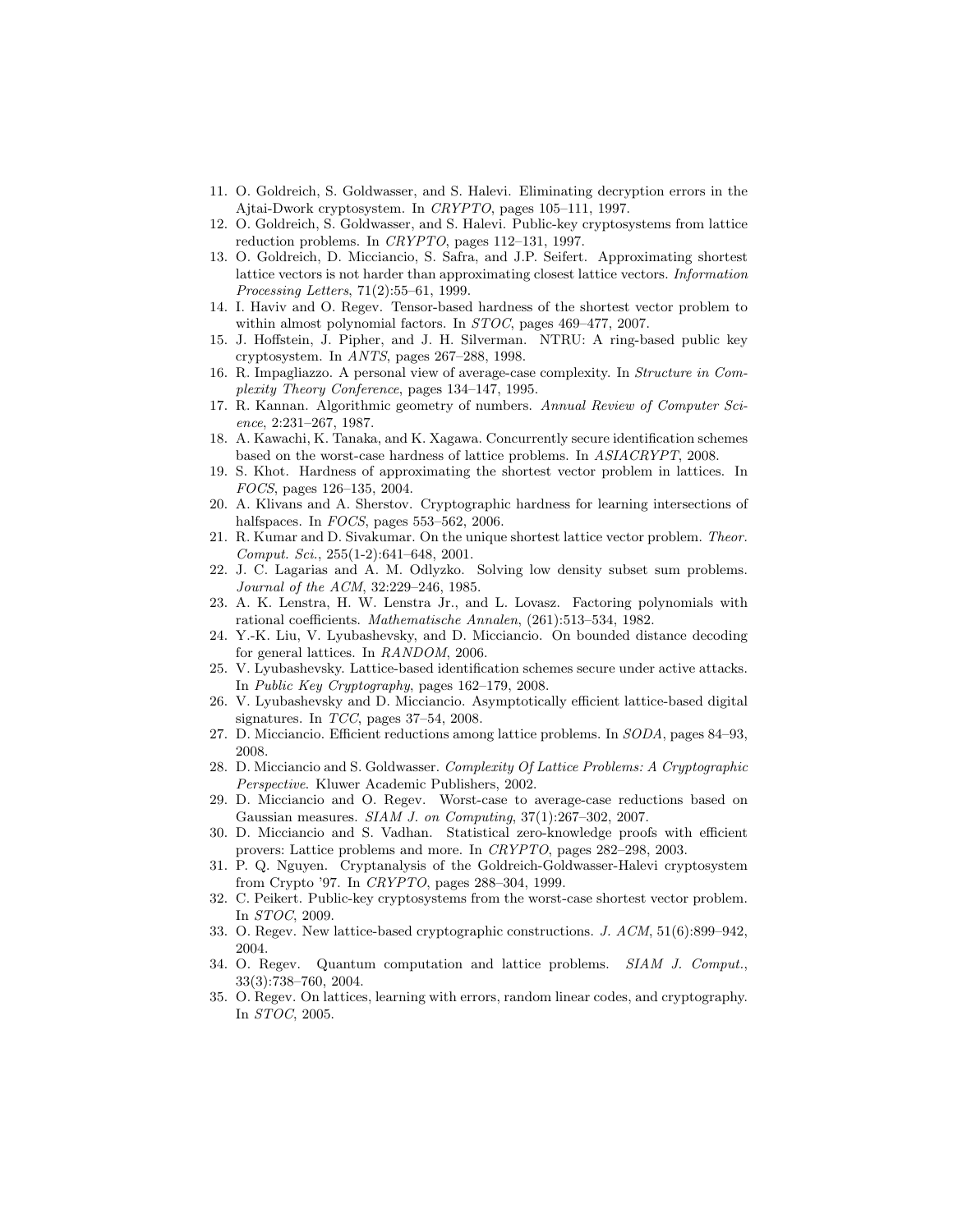11. O. Goldreich, S. Goldwasser, and S. Halevi. Eliminating decryption errors in the Ajtai-Dwork cryptosystem. In *CRYPTO*, pages 105–111, 1997.
12. O. Goldreich, S. Goldwasser, and S. Halevi. Public-key cryptosystems from lattice reduction problems. In *CRYPTO*, pages 112–131, 1997.
13. O. Goldreich, D. Micciancio, S. Safra, and J.P. Seifert. Approximating shortest lattice vectors is not harder than approximating closest lattice vectors. *Information Processing Letters*, 71(2):55–61, 1999.
14. I. Haviv and O. Regev. Tensor-based hardness of the shortest vector problem to within almost polynomial factors. In *STOC*, pages 469–477, 2007.
15. J. Hoffstein, J. Pipher, and J. H. Silverman. NTRU: A ring-based public key cryptosystem. In *ANTS*, pages 267–288, 1998.
16. R. Impagliazzo. A personal view of average-case complexity. In *Structure in Complexity Theory Conference*, pages 134–147, 1995.
17. R. Kannan. Algorithmic geometry of numbers. *Annual Review of Computer Science*, 2:231–267, 1987.
18. A. Kawachi, K. Tanaka, and K. Xagawa. Concurrently secure identification schemes based on the worst-case hardness of lattice problems. In *ASIACRYPT*, 2008.
19. S. Khot. Hardness of approximating the shortest vector problem in lattices. In *FOCS*, pages 126–135, 2004.
20. A. Klivans and A. Sherstov. Cryptographic hardness for learning intersections of halfspaces. In *FOCS*, pages 553–562, 2006.
21. R. Kumar and D. Sivakumar. On the unique shortest lattice vector problem. *Theor. Comput. Sci.*, 255(1-2):641–648, 2001.
22. J. C. Lagarias and A. M. Odlyzko. Solving low density subset sum problems. *Journal of the ACM*, 32:229–246, 1985.
23. A. K. Lenstra, H. W. Lenstra Jr., and L. Lovasz. Factoring polynomials with rational coefficients. *Mathematische Annalen*, (261):513–534, 1982.
24. Y.-K. Liu, V. Lyubashevsky, and D. Micciancio. On bounded distance decoding for general lattices. In *RANDOM*, 2006.
25. V. Lyubashevsky. Lattice-based identification schemes secure under active attacks. In *Public Key Cryptography*, pages 162–179, 2008.
26. V. Lyubashevsky and D. Micciancio. Asymptotically efficient lattice-based digital signatures. In *TCC*, pages 37–54, 2008.
27. D. Micciancio. Efficient reductions among lattice problems. In *SODA*, pages 84–93, 2008.
28. D. Micciancio and S. Goldwasser. *Complexity Of Lattice Problems: A Cryptographic Perspective*. Kluwer Academic Publishers, 2002.
29. D. Micciancio and O. Regev. Worst-case to average-case reductions based on Gaussian measures. *SIAM J. on Computing*, 37(1):267–302, 2007.
30. D. Micciancio and S. Vadhan. Statistical zero-knowledge proofs with efficient provers: Lattice problems and more. In *CRYPTO*, pages 282–298, 2003.
31. P. Q. Nguyen. Cryptanalysis of the Goldreich-Goldwasser-Halevi cryptosystem from Crypto '97. In *CRYPTO*, pages 288–304, 1999.
32. C. Peikert. Public-key cryptosystems from the worst-case shortest vector problem. In *STOC*, 2009.
33. O. Regev. New lattice-based cryptographic constructions. *J. ACM*, 51(6):899–942, 2004.
34. O. Regev. Quantum computation and lattice problems. *SIAM J. Comput.*, 33(3):738–760, 2004.
35. O. Regev. On lattices, learning with errors, random linear codes, and cryptography. In *STOC*, 2005.